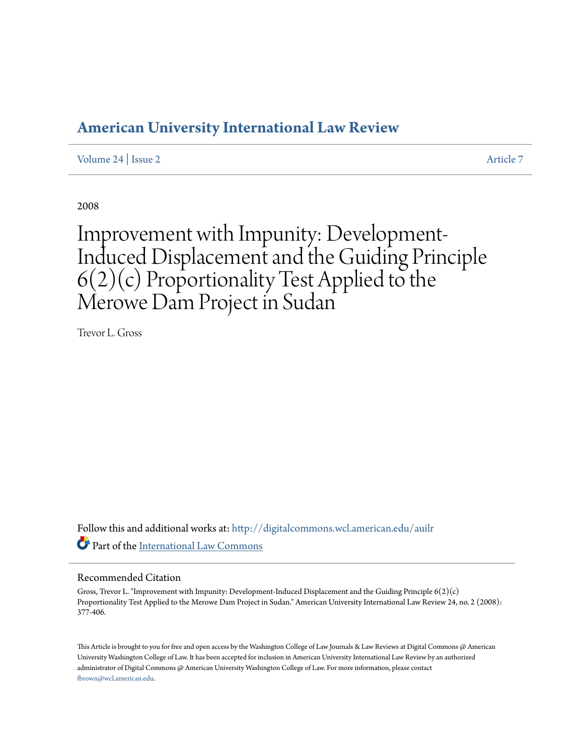# American University International Law Review

Volume 24 | Issue 2 Article 7

2008

# Improvement with Impunity: Development-Induced Displacement and the Guiding Principle 6(2)(c) Proportionality Test Applied to the Merowe Dam Project in Sudan

Trevor L. Gross

Follow this and additional works at: http://digitalcommons.wcl.american.edu/auilr

Part of the International Law Commons

## Recommended Citation

Gross, Trevor L. "Improvement with Impunity: Development-Induced Displacement and the Guiding Principle 6(2)(c) Proportionality Test Applied to the Merowe Dam Project in Sudan." American University International Law Review 24, no. 2 (2008): 377-406.

This Article is brought to you for free and open access by the Washington College of Law Journals & Law Reviews at Digital Commons @ American University Washington College of Law. It has been accepted for inclusion in American University International Law Review by an authorized administrator of Digital Commons @ American University Washington College of Law. For more information, please contact fbrown@wcl.american.edu.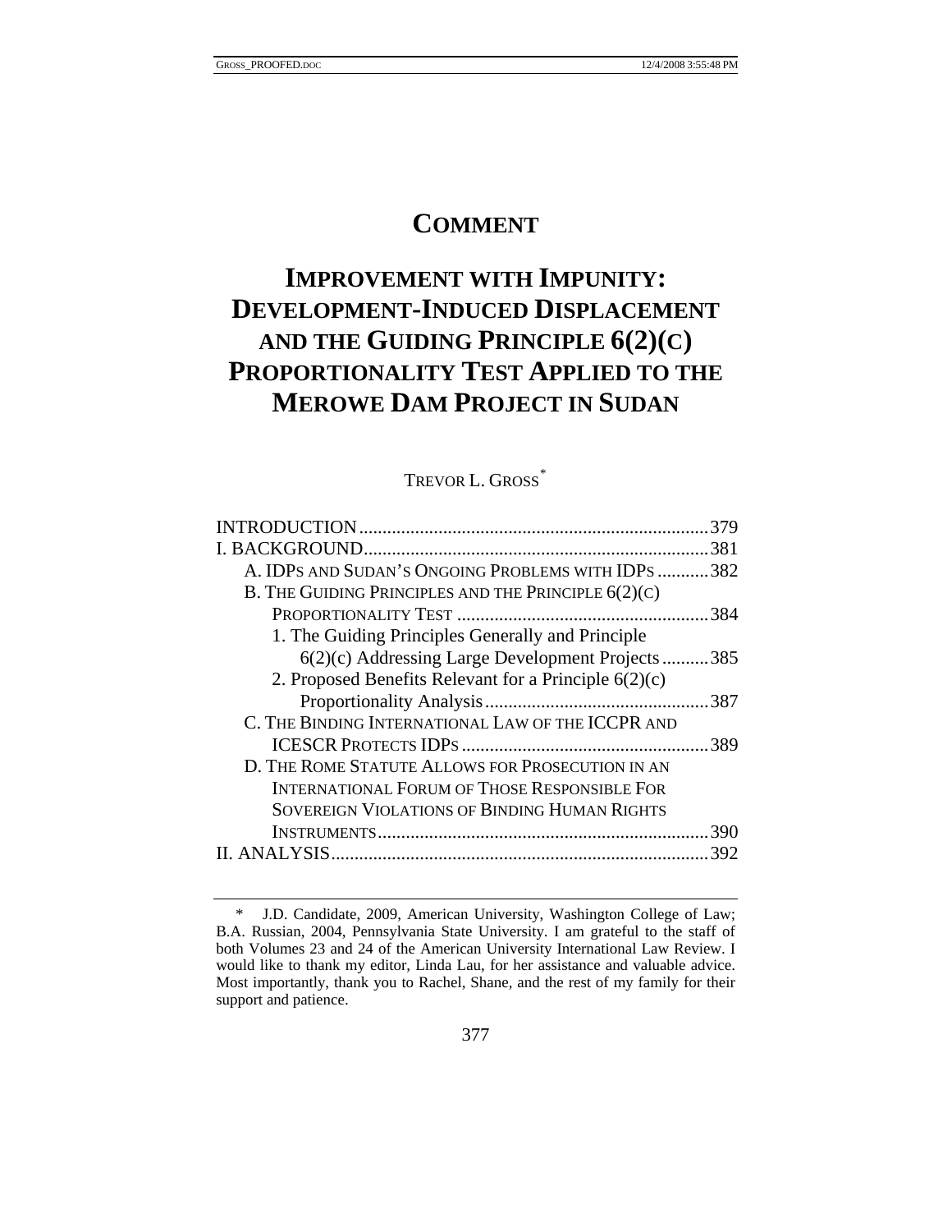# COMMENT

# IMPROVEMENT WITH IMPUNITY: DEVELOPMENT-INDUCED DISPLACEMENT AND THE GUIDING PRINCIPLE 6(2)(C) PROPORTIONALITY TEST APPLIED TO THE MEROWE DAM PROJECT IN SUDAN

TREVOR L. GROSS[*]

INTRODUCTION .......... 379
I. BACKGROUND .......... 381
- A. IDPS AND SUDAN'S ONGOING PROBLEMS WITH IDPS .......... 382
- B. THE GUIDING PRINCIPLES AND THE PRINCIPLE 6(2)(C) PROPORTIONALITY TEST .......... 384
  - 1. The Guiding Principles Generally and Principle 6(2)(c) Addressing Large Development Projects .......... 385
  - 2. Proposed Benefits Relevant for a Principle 6(2)(c) Proportionality Analysis .......... 387
- C. THE BINDING INTERNATIONAL LAW OF THE ICCPR AND ICESCR PROTECTS IDPS .......... 389
- D. THE ROME STATUTE ALLOWS FOR PROSECUTION IN AN INTERNATIONAL FORUM OF THOSE RESPONSIBLE FOR SOVEREIGN VIOLATIONS OF BINDING HUMAN RIGHTS INSTRUMENTS .......... 390

II. ANALYSIS .......... 392

---

[*] J.D. Candidate, 2009, American University, Washington College of Law; B.A. Russian, 2004, Pennsylvania State University. I am grateful to the staff of both Volumes 23 and 24 of the American University International Law Review. I would like to thank my editor, Linda Lau, for her assistance and valuable advice. Most importantly, thank you to Rachel, Shane, and the rest of my family for their support and patience.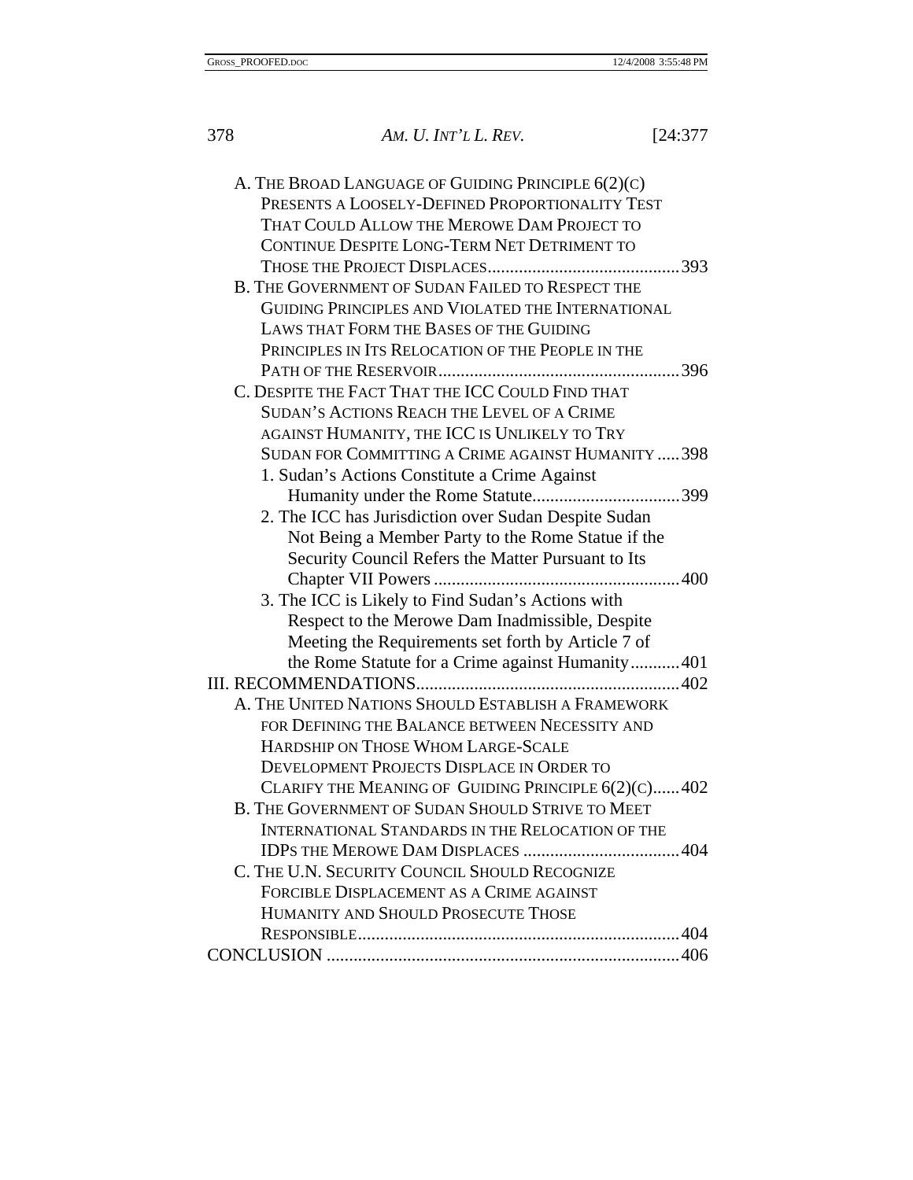A. THE BROAD LANGUAGE OF GUIDING PRINCIPLE 6(2)(C) PRESENTS A LOOSELY-DEFINED PROPORTIONALITY TEST THAT COULD ALLOW THE MEROWE DAM PROJECT TO CONTINUE DESPITE LONG-TERM NET DETRIMENT TO THOSE THE PROJECT DISPLACES........................................393

B. THE GOVERNMENT OF SUDAN FAILED TO RESPECT THE GUIDING PRINCIPLES AND VIOLATED THE INTERNATIONAL LAWS THAT FORM THE BASES OF THE GUIDING PRINCIPLES IN ITS RELOCATION OF THE PEOPLE IN THE PATH OF THE RESERVOIR......................................................396

C. DESPITE THE FACT THAT THE ICC COULD FIND THAT SUDAN'S ACTIONS REACH THE LEVEL OF A CRIME AGAINST HUMANITY, THE ICC IS UNLIKELY TO TRY SUDAN FOR COMMITTING A CRIME AGAINST HUMANITY .....398

1. Sudan's Actions Constitute a Crime Against Humanity under the Rome Statute.................................399

2. The ICC has Jurisdiction over Sudan Despite Sudan Not Being a Member Party to the Rome Statue if the Security Council Refers the Matter Pursuant to Its Chapter VII Powers .......................................................400

3. The ICC is Likely to Find Sudan's Actions with Respect to the Merowe Dam Inadmissible, Despite Meeting the Requirements set forth by Article 7 of the Rome Statute for a Crime against Humanity...........401

III. RECOMMENDATIONS...........................................................402

A. THE UNITED NATIONS SHOULD ESTABLISH A FRAMEWORK FOR DEFINING THE BALANCE BETWEEN NECESSITY AND HARDSHIP ON THOSE WHOM LARGE-SCALE DEVELOPMENT PROJECTS DISPLACE IN ORDER TO CLARIFY THE MEANING OF GUIDING PRINCIPLE 6(2)(C)......402

B. THE GOVERNMENT OF SUDAN SHOULD STRIVE TO MEET INTERNATIONAL STANDARDS IN THE RELOCATION OF THE IDPS THE MEROWE DAM DISPLACES ...................................404

C. THE U.N. SECURITY COUNCIL SHOULD RECOGNIZE FORCIBLE DISPLACEMENT AS A CRIME AGAINST HUMANITY AND SHOULD PROSECUTE THOSE RESPONSIBLE........................................................................404

CONCLUSION ..............................................................................406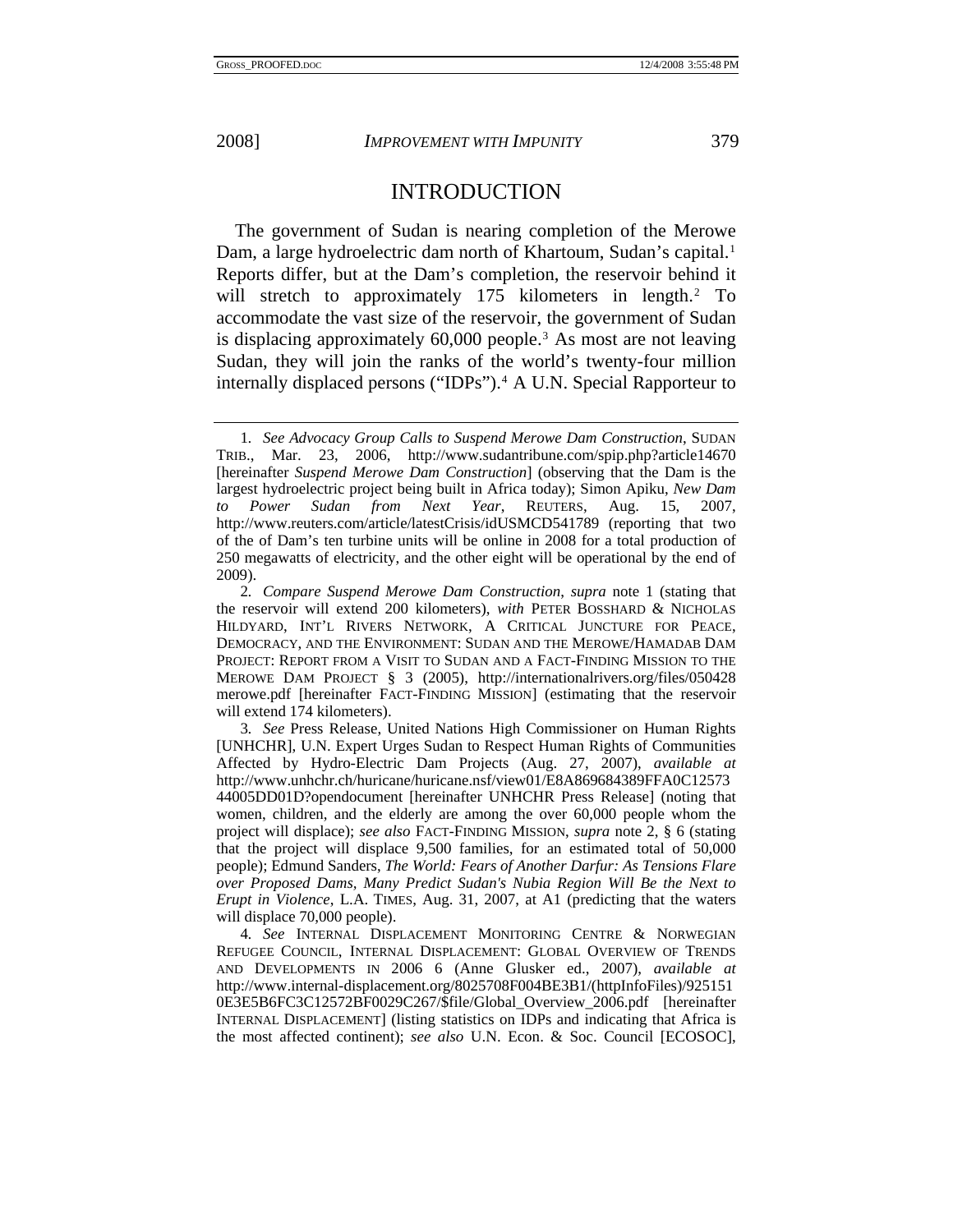# INTRODUCTION

The government of Sudan is nearing completion of the Merowe Dam, a large hydroelectric dam north of Khartoum, Sudan's capital.[1] Reports differ, but at the Dam's completion, the reservoir behind it will stretch to approximately 175 kilometers in length.[2] To accommodate the vast size of the reservoir, the government of Sudan is displacing approximately 60,000 people.[3] As most are not leaving Sudan, they will join the ranks of the world's twenty-four million internally displaced persons ("IDPs").[4] A U.N. Special Rapporteur to

---

1. *See Advocacy Group Calls to Suspend Merowe Dam Construction*, SUDAN TRIB., Mar. 23, 2006, http://www.sudantribune.com/spip.php?article14670 [hereinafter *Suspend Merowe Dam Construction*] (observing that the Dam is the largest hydroelectric project being built in Africa today); Simon Apiku, *New Dam to Power Sudan from Next Year*, REUTERS, Aug. 15, 2007, http://www.reuters.com/article/latestCrisis/idUSMCD541789 (reporting that two of the of Dam's ten turbine units will be online in 2008 for a total production of 250 megawatts of electricity, and the other eight will be operational by the end of 2009).

2. *Compare Suspend Merowe Dam Construction*, *supra* note 1 (stating that the reservoir will extend 200 kilometers), *with* PETER BOSSHARD & NICHOLAS HILDYARD, INT'L RIVERS NETWORK, A CRITICAL JUNCTURE FOR PEACE, DEMOCRACY, AND THE ENVIRONMENT: SUDAN AND THE MEROWE/HAMADAB DAM PROJECT: REPORT FROM A VISIT TO SUDAN AND A FACT-FINDING MISSION TO THE MEROWE DAM PROJECT § 3 (2005), http://internationalrivers.org/files/050428 merowe.pdf [hereinafter FACT-FINDING MISSION] (estimating that the reservoir will extend 174 kilometers).

3. *See* Press Release, United Nations High Commissioner on Human Rights [UNHCHR], U.N. Expert Urges Sudan to Respect Human Rights of Communities Affected by Hydro-Electric Dam Projects (Aug. 27, 2007), *available at* http://www.unhchr.ch/huricane/huricane.nsf/view01/E8A869684389FFA0C12573 44005DD01D?opendocument [hereinafter UNHCHR Press Release] (noting that women, children, and the elderly are among the over 60,000 people whom the project will displace); *see also* FACT-FINDING MISSION, *supra* note 2, § 6 (stating that the project will displace 9,500 families, for an estimated total of 50,000 people); Edmund Sanders, *The World: Fears of Another Darfur: As Tensions Flare over Proposed Dams, Many Predict Sudan's Nubia Region Will Be the Next to Erupt in Violence*, L.A. TIMES, Aug. 31, 2007, at A1 (predicting that the waters will displace 70,000 people).

4. *See* INTERNAL DISPLACEMENT MONITORING CENTRE & NORWEGIAN REFUGEE COUNCIL, INTERNAL DISPLACEMENT: GLOBAL OVERVIEW OF TRENDS AND DEVELOPMENTS IN 2006 6 (Anne Glusker ed., 2007), *available at* http://www.internal-displacement.org/8025708F004BE3B1/(httpInfoFiles)/925151 0E3E5B6FC3C12572BF0029C267/$file/Global_Overview_2006.pdf [hereinafter INTERNAL DISPLACEMENT] (listing statistics on IDPs and indicating that Africa is the most affected continent); *see also* U.N. Econ. & Soc. Council [ECOSOC],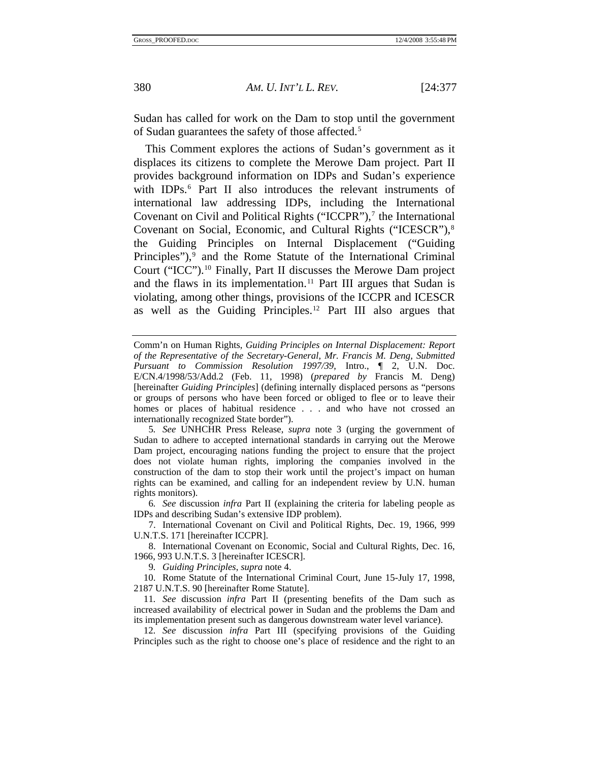Sudan has called for work on the Dam to stop until the government of Sudan guarantees the safety of those affected.[5]

This Comment explores the actions of Sudan's government as it displaces its citizens to complete the Merowe Dam project. Part II provides background information on IDPs and Sudan's experience with IDPs.[6] Part II also introduces the relevant instruments of international law addressing IDPs, including the International Covenant on Civil and Political Rights ("ICCPR"),[7] the International Covenant on Social, Economic, and Cultural Rights ("ICESCR"),[8] the Guiding Principles on Internal Displacement ("Guiding Principles"),[9] and the Rome Statute of the International Criminal Court ("ICC").[10] Finally, Part II discusses the Merowe Dam project and the flaws in its implementation.[11] Part III argues that Sudan is violating, among other things, provisions of the ICCPR and ICESCR as well as the Guiding Principles.[12] Part III also argues that

---

Comm'n on Human Rights, *Guiding Principles on Internal Displacement: Report of the Representative of the Secretary-General, Mr. Francis M. Deng, Submitted Pursuant to Commission Resolution 1997/39*, Intro., ¶ 2, U.N. Doc. E/CN.4/1998/53/Add.2 (Feb. 11, 1998) (*prepared by* Francis M. Deng) [hereinafter *Guiding Principles*] (defining internally displaced persons as "persons or groups of persons who have been forced or obliged to flee or to leave their homes or places of habitual residence . . . and who have not crossed an internationally recognized State border").

5. *See* UNHCHR Press Release, *supra* note 3 (urging the government of Sudan to adhere to accepted international standards in carrying out the Merowe Dam project, encouraging nations funding the project to ensure that the project does not violate human rights, imploring the companies involved in the construction of the dam to stop their work until the project's impact on human rights can be examined, and calling for an independent review by U.N. human rights monitors).

6. *See* discussion *infra* Part II (explaining the criteria for labeling people as IDPs and describing Sudan's extensive IDP problem).

7. International Covenant on Civil and Political Rights, Dec. 19, 1966, 999 U.N.T.S. 171 [hereinafter ICCPR].

8. International Covenant on Economic, Social and Cultural Rights, Dec. 16, 1966, 993 U.N.T.S. 3 [hereinafter ICESCR].

9. *Guiding Principles*, *supra* note 4.

10. Rome Statute of the International Criminal Court, June 15-July 17, 1998, 2187 U.N.T.S. 90 [hereinafter Rome Statute].

11. *See* discussion *infra* Part II (presenting benefits of the Dam such as increased availability of electrical power in Sudan and the problems the Dam and its implementation present such as dangerous downstream water level variance).

12. *See* discussion *infra* Part III (specifying provisions of the Guiding Principles such as the right to choose one's place of residence and the right to an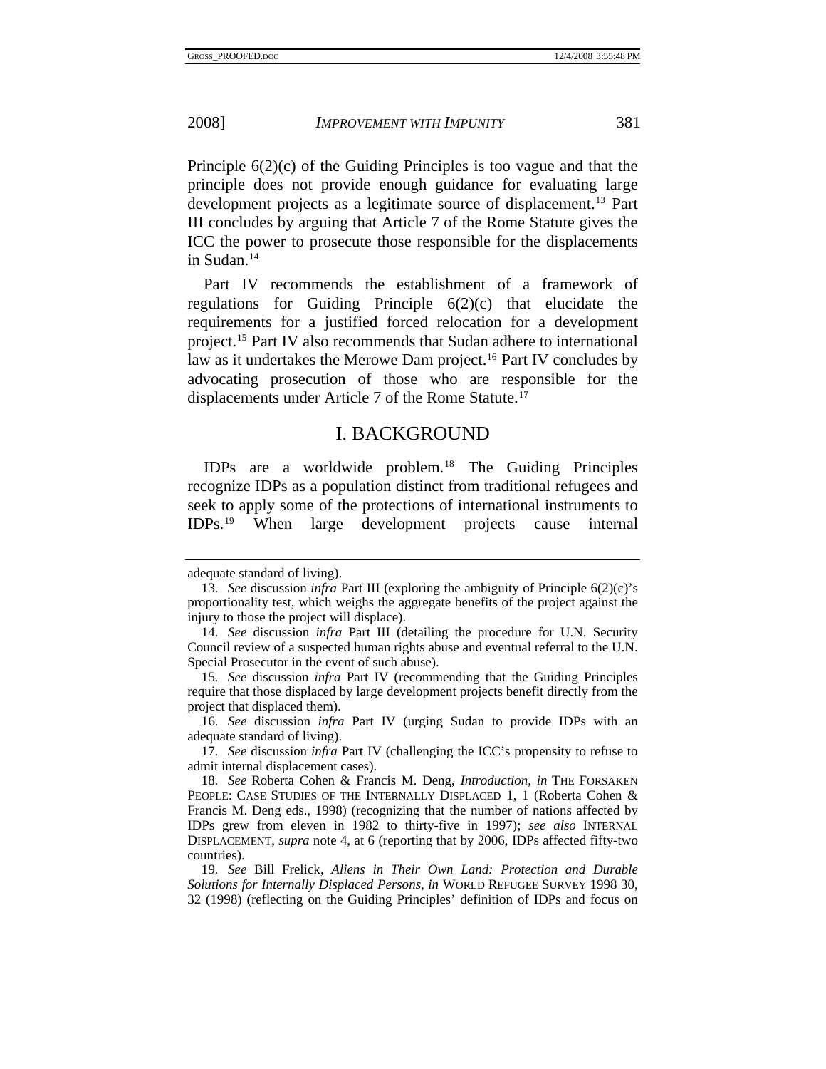Principle 6(2)(c) of the Guiding Principles is too vague and that the principle does not provide enough guidance for evaluating large development projects as a legitimate source of displacement.[13] Part III concludes by arguing that Article 7 of the Rome Statute gives the ICC the power to prosecute those responsible for the displacements in Sudan.[14]

Part IV recommends the establishment of a framework of regulations for Guiding Principle 6(2)(c) that elucidate the requirements for a justified forced relocation for a development project.[15] Part IV also recommends that Sudan adhere to international law as it undertakes the Merowe Dam project.[16] Part IV concludes by advocating prosecution of those who are responsible for the displacements under Article 7 of the Rome Statute.[17]

## I. BACKGROUND

IDPs are a worldwide problem.[18] The Guiding Principles recognize IDPs as a population distinct from traditional refugees and seek to apply some of the protections of international instruments to IDPs.[19] When large development projects cause internal

---

adequate standard of living).

13. *See* discussion *infra* Part III (exploring the ambiguity of Principle 6(2)(c)'s proportionality test, which weighs the aggregate benefits of the project against the injury to those the project will displace).

14. *See* discussion *infra* Part III (detailing the procedure for U.N. Security Council review of a suspected human rights abuse and eventual referral to the U.N. Special Prosecutor in the event of such abuse).

15. *See* discussion *infra* Part IV (recommending that the Guiding Principles require that those displaced by large development projects benefit directly from the project that displaced them).

16. *See* discussion *infra* Part IV (urging Sudan to provide IDPs with an adequate standard of living).

17. *See* discussion *infra* Part IV (challenging the ICC's propensity to refuse to admit internal displacement cases).

18. *See* Roberta Cohen & Francis M. Deng, *Introduction*, *in* THE FORSAKEN PEOPLE: CASE STUDIES OF THE INTERNALLY DISPLACED 1, 1 (Roberta Cohen & Francis M. Deng eds., 1998) (recognizing that the number of nations affected by IDPs grew from eleven in 1982 to thirty-five in 1997); *see also* INTERNAL DISPLACEMENT, *supra* note 4, at 6 (reporting that by 2006, IDPs affected fifty-two countries).

19. *See* Bill Frelick, *Aliens in Their Own Land: Protection and Durable Solutions for Internally Displaced Persons*, *in* WORLD REFUGEE SURVEY 1998 30, 32 (1998) (reflecting on the Guiding Principles' definition of IDPs and focus on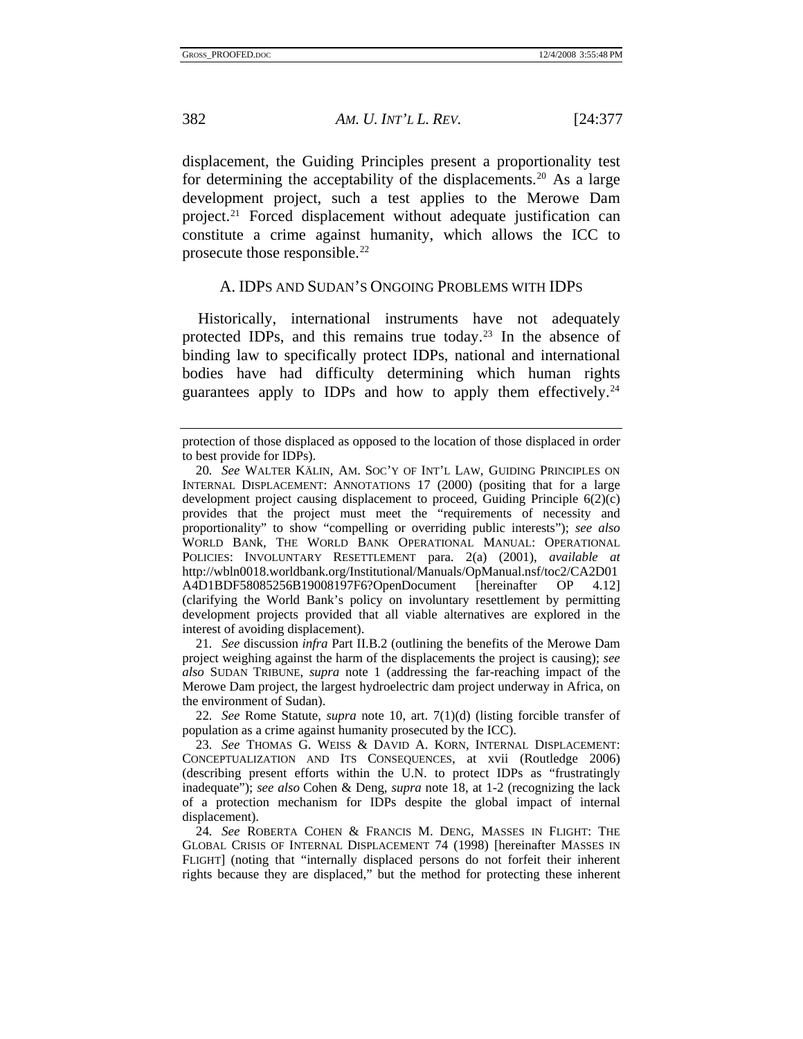displacement, the Guiding Principles present a proportionality test for determining the acceptability of the displacements.[20] As a large development project, such a test applies to the Merowe Dam project.[21] Forced displacement without adequate justification can constitute a crime against humanity, which allows the ICC to prosecute those responsible.[22]

### A. IDPs and Sudan's Ongoing Problems with IDPs

Historically, international instruments have not adequately protected IDPs, and this remains true today.[23] In the absence of binding law to specifically protect IDPs, national and international bodies have had difficulty determining which human rights guarantees apply to IDPs and how to apply them effectively.[24]

---

protection of those displaced as opposed to the location of those displaced in order to best provide for IDPs).

20. *See* Walter Kälin, Am. Soc'y of Int'l Law, Guiding Principles on Internal Displacement: Annotations 17 (2000) (positing that for a large development project causing displacement to proceed, Guiding Principle 6(2)(c) provides that the project must meet the "requirements of necessity and proportionality" to show "compelling or overriding public interests"); *see also* World Bank, The World Bank Operational Manual: Operational Policies: Involuntary Resettlement para. 2(a) (2001), *available at* http://wbln0018.worldbank.org/Institutional/Manuals/OpManual.nsf/toc2/CA2D01A4D1BDF58085256B19008197F6?OpenDocument [hereinafter OP 4.12] (clarifying the World Bank's policy on involuntary resettlement by permitting development projects provided that all viable alternatives are explored in the interest of avoiding displacement).

21. *See* discussion *infra* Part II.B.2 (outlining the benefits of the Merowe Dam project weighing against the harm of the displacements the project is causing); *see also* Sudan Tribune, *supra* note 1 (addressing the far-reaching impact of the Merowe Dam project, the largest hydroelectric dam project underway in Africa, on the environment of Sudan).

22. *See* Rome Statute, *supra* note 10, art. 7(1)(d) (listing forcible transfer of population as a crime against humanity prosecuted by the ICC).

23. *See* Thomas G. Weiss & David A. Korn, Internal Displacement: Conceptualization and Its Consequences, at xvii (Routledge 2006) (describing present efforts within the U.N. to protect IDPs as "frustratingly inadequate"); *see also* Cohen & Deng, *supra* note 18, at 1-2 (recognizing the lack of a protection mechanism for IDPs despite the global impact of internal displacement).

24. *See* Roberta Cohen & Francis M. Deng, Masses in Flight: The Global Crisis of Internal Displacement 74 (1998) [hereinafter Masses in Flight] (noting that "internally displaced persons do not forfeit their inherent rights because they are displaced," but the method for protecting these inherent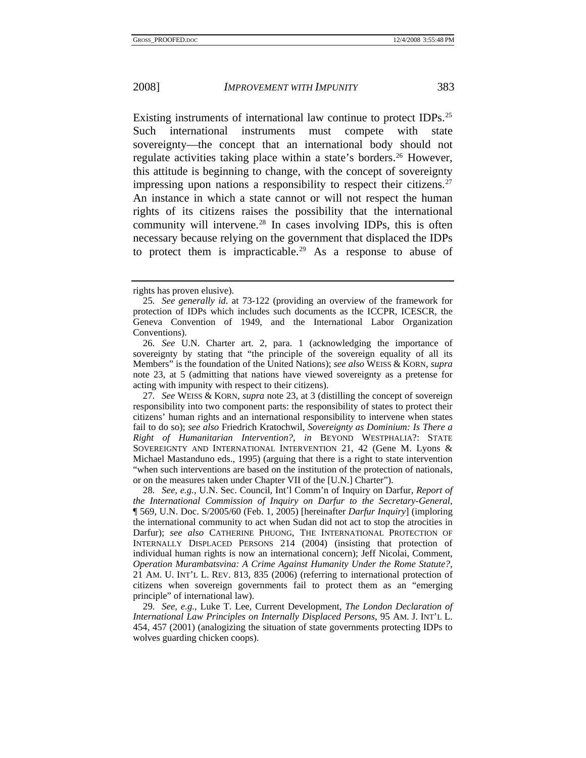Existing instruments of international law continue to protect IDPs.[25] Such international instruments must compete with state sovereignty—the concept that an international body should not regulate activities taking place within a state's borders.[26] However, this attitude is beginning to change, with the concept of sovereignty impressing upon nations a responsibility to respect their citizens.[27] An instance in which a state cannot or will not respect the human rights of its citizens raises the possibility that the international community will intervene.[28] In cases involving IDPs, this is often necessary because relying on the government that displaced the IDPs to protect them is impracticable.[29] As a response to abuse of

---

rights has proven elusive).

25. *See generally id.* at 73-122 (providing an overview of the framework for protection of IDPs which includes such documents as the ICCPR, ICESCR, the Geneva Convention of 1949, and the International Labor Organization Conventions).

26. *See* U.N. Charter art. 2, para. 1 (acknowledging the importance of sovereignty by stating that "the principle of the sovereign equality of all its Members" is the foundation of the United Nations); *see also* WEISS & KORN, *supra* note 23, at 5 (admitting that nations have viewed sovereignty as a pretense for acting with impunity with respect to their citizens).

27. *See* WEISS & KORN, *supra* note 23, at 3 (distilling the concept of sovereign responsibility into two component parts: the responsibility of states to protect their citizens' human rights and an international responsibility to intervene when states fail to do so); *see also* Friedrich Kratochwil, *Sovereignty as Dominium: Is There a Right of Humanitarian Intervention?*, *in* BEYOND WESTPHALIA?: STATE SOVEREIGNTY AND INTERNATIONAL INTERVENTION 21, 42 (Gene M. Lyons & Michael Mastanduno eds., 1995) (arguing that there is a right to state intervention "when such interventions are based on the institution of the protection of nationals, or on the measures taken under Chapter VII of the [U.N.] Charter").

28. *See, e.g.*, U.N. Sec. Council, Int'l Comm'n of Inquiry on Darfur, *Report of the International Commission of Inquiry on Darfur to the Secretary-General*, ¶ 569, U.N. Doc. S/2005/60 (Feb. 1, 2005) [hereinafter *Darfur Inquiry*] (imploring the international community to act when Sudan did not act to stop the atrocities in Darfur); *see also* CATHERINE PHUONG, THE INTERNATIONAL PROTECTION OF INTERNALLY DISPLACED PERSONS 214 (2004) (insisting that protection of individual human rights is now an international concern); Jeff Nicolai, Comment, *Operation Murambatsvina: A Crime Against Humanity Under the Rome Statute?*, 21 AM. U. INT'L L. REV. 813, 835 (2006) (referring to international protection of citizens when sovereign governments fail to protect them as an "emerging principle" of international law).

29. *See, e.g.*, Luke T. Lee, Current Development, *The London Declaration of International Law Principles on Internally Displaced Persons*, 95 AM. J. INT'L L. 454, 457 (2001) (analogizing the situation of state governments protecting IDPs to wolves guarding chicken coops).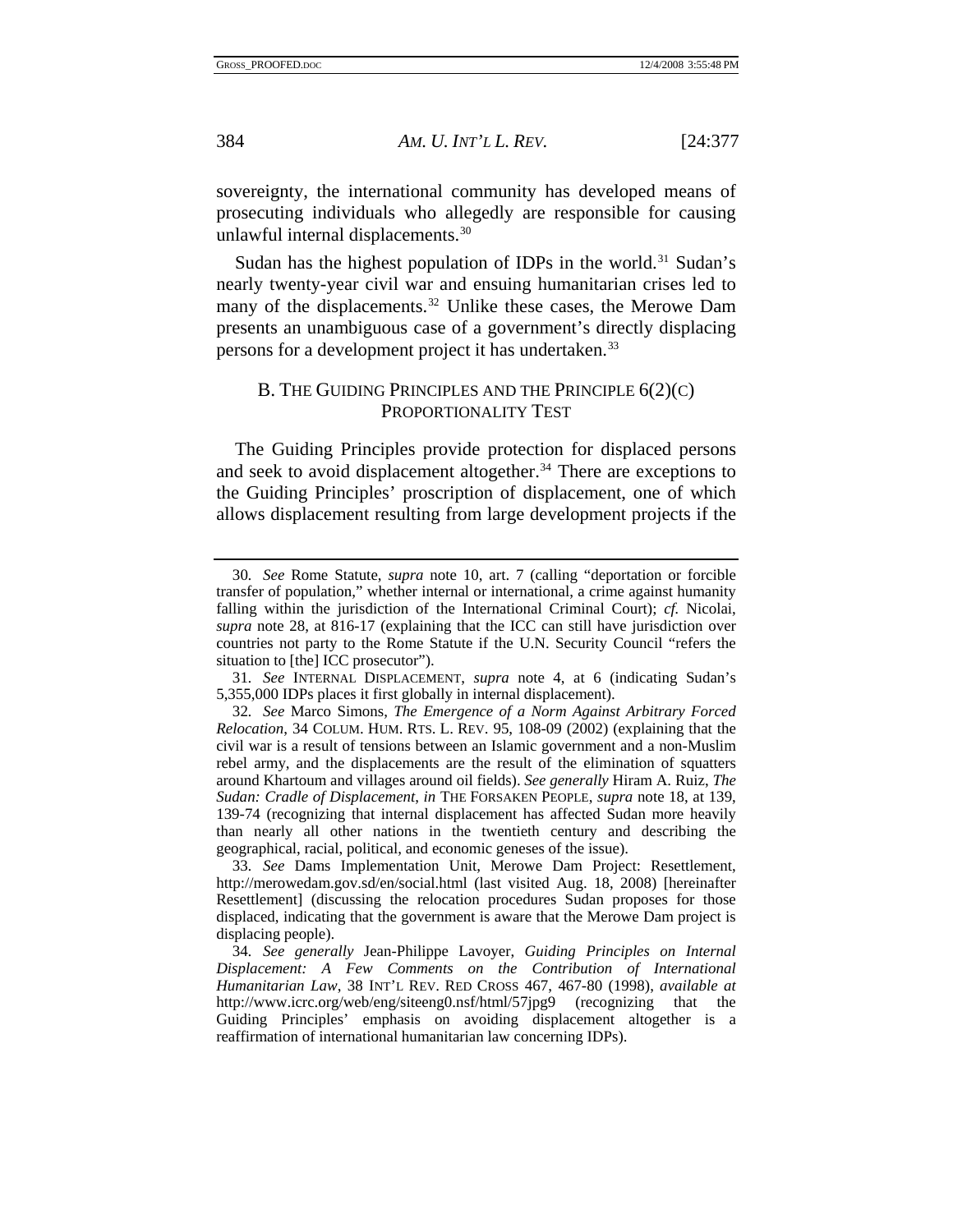sovereignty, the international community has developed means of prosecuting individuals who allegedly are responsible for causing unlawful internal displacements.[30]

Sudan has the highest population of IDPs in the world.[31] Sudan's nearly twenty-year civil war and ensuing humanitarian crises led to many of the displacements.[32] Unlike these cases, the Merowe Dam presents an unambiguous case of a government's directly displacing persons for a development project it has undertaken.[33]

### B. THE GUIDING PRINCIPLES AND THE PRINCIPLE 6(2)(C) PROPORTIONALITY TEST

The Guiding Principles provide protection for displaced persons and seek to avoid displacement altogether.[34] There are exceptions to the Guiding Principles' proscription of displacement, one of which allows displacement resulting from large development projects if the

---

30. *See* Rome Statute, *supra* note 10, art. 7 (calling "deportation or forcible transfer of population," whether internal or international, a crime against humanity falling within the jurisdiction of the International Criminal Court); *cf.* Nicolai, *supra* note 28, at 816-17 (explaining that the ICC can still have jurisdiction over countries not party to the Rome Statute if the U.N. Security Council "refers the situation to [the] ICC prosecutor").

31. *See* INTERNAL DISPLACEMENT, *supra* note 4, at 6 (indicating Sudan's 5,355,000 IDPs places it first globally in internal displacement).

32. *See* Marco Simons, *The Emergence of a Norm Against Arbitrary Forced Relocation*, 34 COLUM. HUM. RTS. L. REV. 95, 108-09 (2002) (explaining that the civil war is a result of tensions between an Islamic government and a non-Muslim rebel army, and the displacements are the result of the elimination of squatters around Khartoum and villages around oil fields). *See generally* Hiram A. Ruiz, *The Sudan: Cradle of Displacement*, *in* THE FORSAKEN PEOPLE, *supra* note 18, at 139, 139-74 (recognizing that internal displacement has affected Sudan more heavily than nearly all other nations in the twentieth century and describing the geographical, racial, political, and economic geneses of the issue).

33. *See* Dams Implementation Unit, Merowe Dam Project: Resettlement, http://merowedam.gov.sd/en/social.html (last visited Aug. 18, 2008) [hereinafter Resettlement] (discussing the relocation procedures Sudan proposes for those displaced, indicating that the government is aware that the Merowe Dam project is displacing people).

34. *See generally* Jean-Philippe Lavoyer, *Guiding Principles on Internal Displacement: A Few Comments on the Contribution of International Humanitarian Law*, 38 INT'L REV. RED CROSS 467, 467-80 (1998), *available at* http://www.icrc.org/web/eng/siteeng0.nsf/html/57jpg9 (recognizing that the Guiding Principles' emphasis on avoiding displacement altogether is a reaffirmation of international humanitarian law concerning IDPs).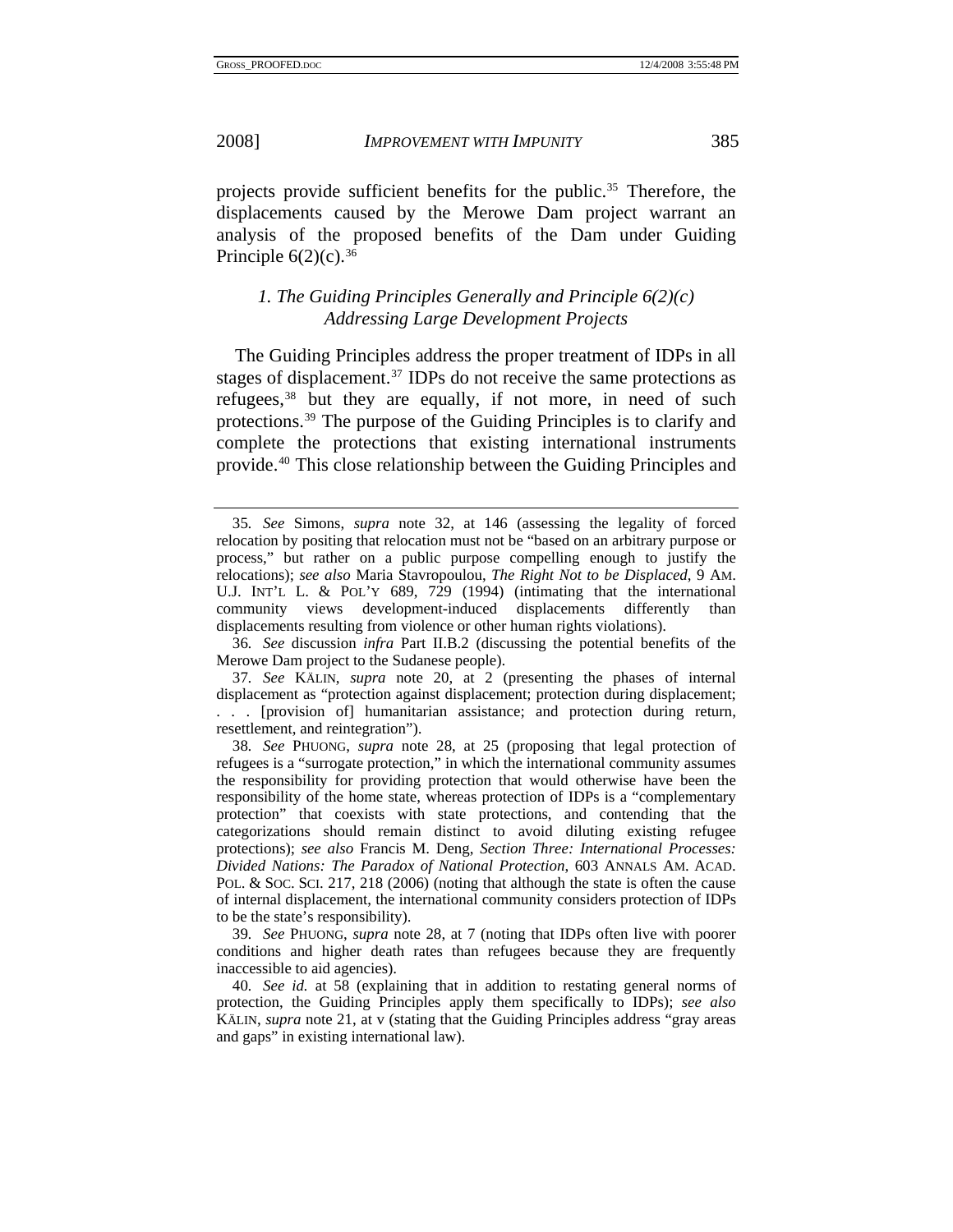projects provide sufficient benefits for the public.[35] Therefore, the displacements caused by the Merowe Dam project warrant an analysis of the proposed benefits of the Dam under Guiding Principle 6(2)(c).[36]

### *1. The Guiding Principles Generally and Principle 6(2)(c) Addressing Large Development Projects*

The Guiding Principles address the proper treatment of IDPs in all stages of displacement.[37] IDPs do not receive the same protections as refugees,[38] but they are equally, if not more, in need of such protections.[39] The purpose of the Guiding Principles is to clarify and complete the protections that existing international instruments provide.[40] This close relationship between the Guiding Principles and

---

35. *See* Simons, *supra* note 32, at 146 (assessing the legality of forced relocation by positing that relocation must not be "based on an arbitrary purpose or process," but rather on a public purpose compelling enough to justify the relocations); *see also* Maria Stavropoulou, *The Right Not to be Displaced*, 9 AM. U.J. INT'L L. & POL'Y 689, 729 (1994) (intimating that the international community views development-induced displacements differently than displacements resulting from violence or other human rights violations).

36. *See* discussion *infra* Part II.B.2 (discussing the potential benefits of the Merowe Dam project to the Sudanese people).

37. *See* KÄLIN, *supra* note 20, at 2 (presenting the phases of internal displacement as "protection against displacement; protection during displacement; . . . [provision of] humanitarian assistance; and protection during return, resettlement, and reintegration").

38. *See* PHUONG, *supra* note 28, at 25 (proposing that legal protection of refugees is a "surrogate protection," in which the international community assumes the responsibility for providing protection that would otherwise have been the responsibility of the home state, whereas protection of IDPs is a "complementary protection" that coexists with state protections, and contending that the categorizations should remain distinct to avoid diluting existing refugee protections); *see also* Francis M. Deng, *Section Three: International Processes: Divided Nations: The Paradox of National Protection*, 603 ANNALS AM. ACAD. POL. & SOC. SCI. 217, 218 (2006) (noting that although the state is often the cause of internal displacement, the international community considers protection of IDPs to be the state's responsibility).

39. *See* PHUONG, *supra* note 28, at 7 (noting that IDPs often live with poorer conditions and higher death rates than refugees because they are frequently inaccessible to aid agencies).

40. *See id.* at 58 (explaining that in addition to restating general norms of protection, the Guiding Principles apply them specifically to IDPs); *see also* KÄLIN, *supra* note 21, at v (stating that the Guiding Principles address "gray areas and gaps" in existing international law).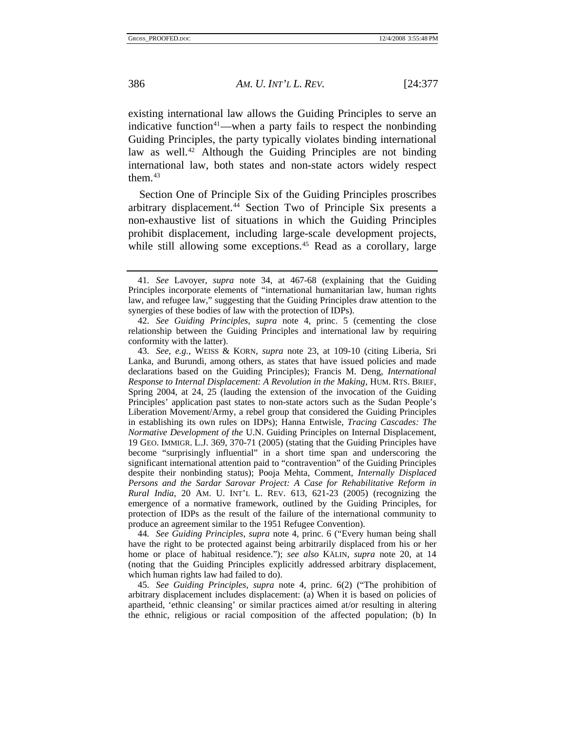existing international law allows the Guiding Principles to serve an indicative function[41]—when a party fails to respect the nonbinding Guiding Principles, the party typically violates binding international law as well.[42] Although the Guiding Principles are not binding international law, both states and non-state actors widely respect them.[43]

Section One of Principle Six of the Guiding Principles proscribes arbitrary displacement.[44] Section Two of Principle Six presents a non-exhaustive list of situations in which the Guiding Principles prohibit displacement, including large-scale development projects, while still allowing some exceptions.[45] Read as a corollary, large

---

41. *See* Lavoyer, *supra* note 34, at 467-68 (explaining that the Guiding Principles incorporate elements of "international humanitarian law, human rights law, and refugee law," suggesting that the Guiding Principles draw attention to the synergies of these bodies of law with the protection of IDPs).

42. *See Guiding Principles*, *supra* note 4, princ. 5 (cementing the close relationship between the Guiding Principles and international law by requiring conformity with the latter).

43. *See, e.g.*, WEISS & KORN, *supra* note 23, at 109-10 (citing Liberia, Sri Lanka, and Burundi, among others, as states that have issued policies and made declarations based on the Guiding Principles); Francis M. Deng, *International Response to Internal Displacement: A Revolution in the Making*, HUM. RTS. BRIEF, Spring 2004, at 24, 25 (lauding the extension of the invocation of the Guiding Principles' application past states to non-state actors such as the Sudan People's Liberation Movement/Army, a rebel group that considered the Guiding Principles in establishing its own rules on IDPs); Hanna Entwisle, *Tracing Cascades: The Normative Development of the* U.N. Guiding Principles on Internal Displacement, 19 GEO. IMMIGR. L.J. 369, 370-71 (2005) (stating that the Guiding Principles have become "surprisingly influential" in a short time span and underscoring the significant international attention paid to "contravention" of the Guiding Principles despite their nonbinding status); Pooja Mehta, Comment, *Internally Displaced Persons and the Sardar Sarovar Project: A Case for Rehabilitative Reform in Rural India*, 20 AM. U. INT'L L. REV. 613, 621-23 (2005) (recognizing the emergence of a normative framework, outlined by the Guiding Principles, for protection of IDPs as the result of the failure of the international community to produce an agreement similar to the 1951 Refugee Convention).

44. *See Guiding Principles*, *supra* note 4, princ. 6 ("Every human being shall have the right to be protected against being arbitrarily displaced from his or her home or place of habitual residence."); *see also* KÄLIN, *supra* note 20, at 14 (noting that the Guiding Principles explicitly addressed arbitrary displacement, which human rights law had failed to do).

45. *See Guiding Principles*, *supra* note 4, princ. 6(2) ("The prohibition of arbitrary displacement includes displacement: (a) When it is based on policies of apartheid, 'ethnic cleansing' or similar practices aimed at/or resulting in altering the ethnic, religious or racial composition of the affected population; (b) In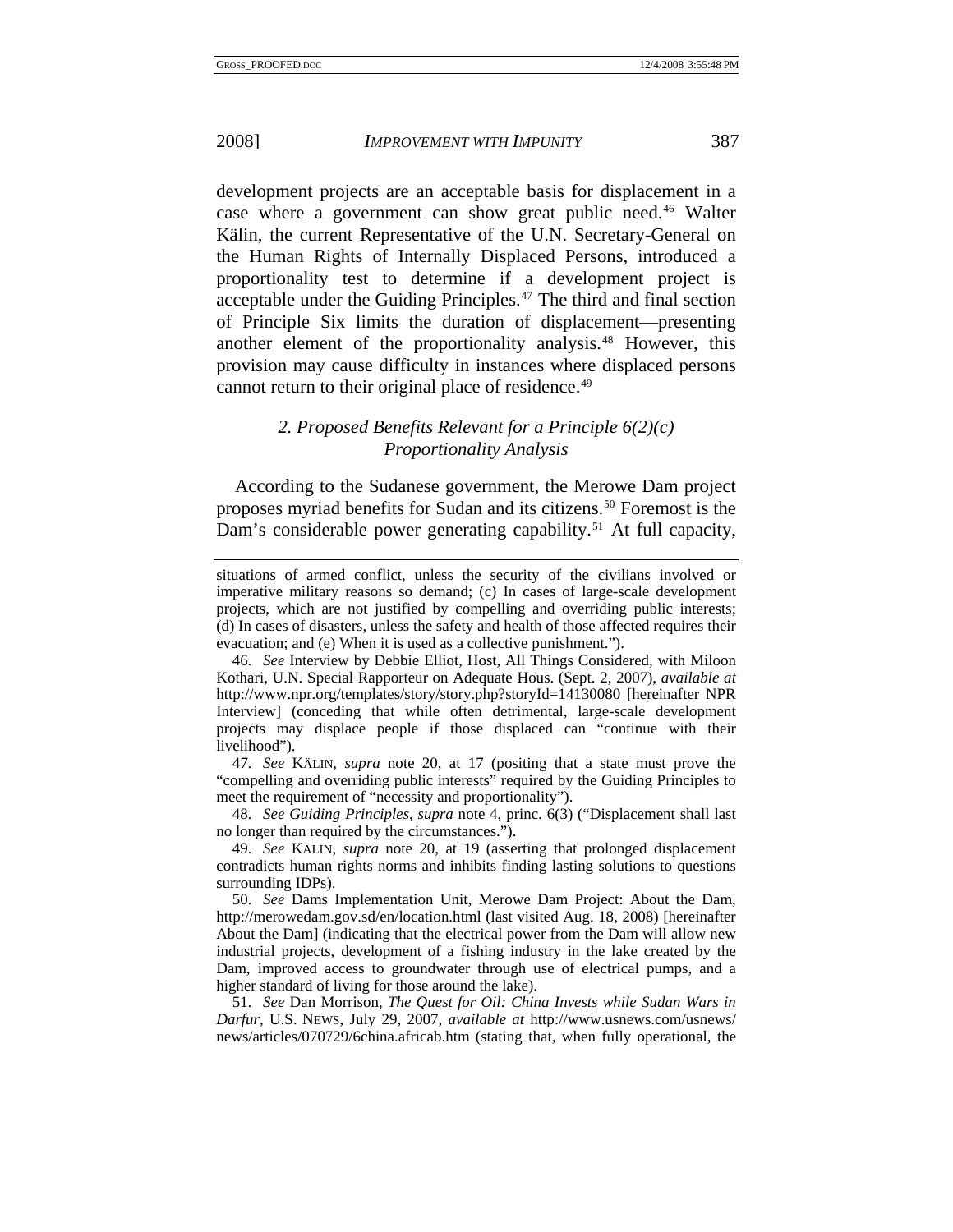development projects are an acceptable basis for displacement in a case where a government can show great public need.[46] Walter Kälin, the current Representative of the U.N. Secretary-General on the Human Rights of Internally Displaced Persons, introduced a proportionality test to determine if a development project is acceptable under the Guiding Principles.[47] The third and final section of Principle Six limits the duration of displacement—presenting another element of the proportionality analysis.[48] However, this provision may cause difficulty in instances where displaced persons cannot return to their original place of residence.[49]

### *2. Proposed Benefits Relevant for a Principle 6(2)(c) Proportionality Analysis*

According to the Sudanese government, the Merowe Dam project proposes myriad benefits for Sudan and its citizens.[50] Foremost is the Dam's considerable power generating capability.[51] At full capacity,

---

situations of armed conflict, unless the security of the civilians involved or imperative military reasons so demand; (c) In cases of large-scale development projects, which are not justified by compelling and overriding public interests; (d) In cases of disasters, unless the safety and health of those affected requires their evacuation; and (e) When it is used as a collective punishment.").

46. *See* Interview by Debbie Elliot, Host, All Things Considered, with Miloon Kothari, U.N. Special Rapporteur on Adequate Hous. (Sept. 2, 2007), *available at* http://www.npr.org/templates/story/story.php?storyId=14130080 [hereinafter NPR Interview] (conceding that while often detrimental, large-scale development projects may displace people if those displaced can "continue with their livelihood").

47. *See* KÄLIN, *supra* note 20, at 17 (positing that a state must prove the "compelling and overriding public interests" required by the Guiding Principles to meet the requirement of "necessity and proportionality").

48. *See Guiding Principles*, *supra* note 4, princ. 6(3) ("Displacement shall last no longer than required by the circumstances.").

49. *See* KÄLIN, *supra* note 20, at 19 (asserting that prolonged displacement contradicts human rights norms and inhibits finding lasting solutions to questions surrounding IDPs).

50. *See* Dams Implementation Unit, Merowe Dam Project: About the Dam, http://merowedam.gov.sd/en/location.html (last visited Aug. 18, 2008) [hereinafter About the Dam] (indicating that the electrical power from the Dam will allow new industrial projects, development of a fishing industry in the lake created by the Dam, improved access to groundwater through use of electrical pumps, and a higher standard of living for those around the lake).

51. *See* Dan Morrison, *The Quest for Oil: China Invests while Sudan Wars in Darfur*, U.S. NEWS, July 29, 2007, *available at* http://www.usnews.com/usnews/news/articles/070729/6china.africab.htm (stating that, when fully operational, the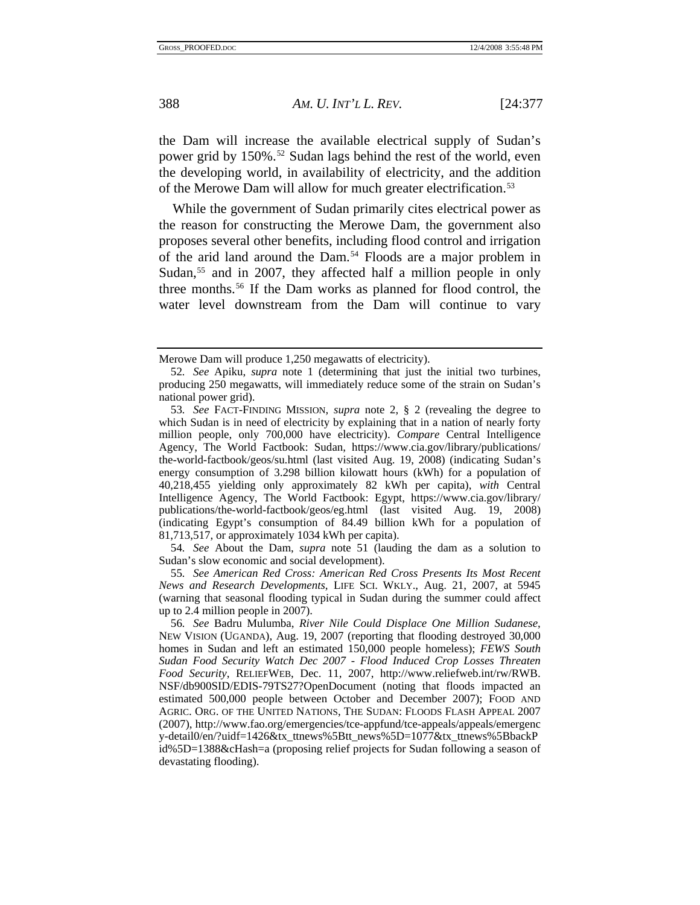the Dam will increase the available electrical supply of Sudan's power grid by 150%.[52] Sudan lags behind the rest of the world, even the developing world, in availability of electricity, and the addition of the Merowe Dam will allow for much greater electrification.[53]

While the government of Sudan primarily cites electrical power as the reason for constructing the Merowe Dam, the government also proposes several other benefits, including flood control and irrigation of the arid land around the Dam.[54] Floods are a major problem in Sudan,[55] and in 2007, they affected half a million people in only three months.[56] If the Dam works as planned for flood control, the water level downstream from the Dam will continue to vary

---

Merowe Dam will produce 1,250 megawatts of electricity).

52. *See* Apiku, *supra* note 1 (determining that just the initial two turbines, producing 250 megawatts, will immediately reduce some of the strain on Sudan's national power grid).

53. *See* FACT-FINDING MISSION, *supra* note 2, § 2 (revealing the degree to which Sudan is in need of electricity by explaining that in a nation of nearly forty million people, only 700,000 have electricity). *Compare* Central Intelligence Agency, The World Factbook: Sudan, https://www.cia.gov/library/publications/the-world-factbook/geos/su.html (last visited Aug. 19, 2008) (indicating Sudan's energy consumption of 3.298 billion kilowatt hours (kWh) for a population of 40,218,455 yielding only approximately 82 kWh per capita), *with* Central Intelligence Agency, The World Factbook: Egypt, https://www.cia.gov/library/publications/the-world-factbook/geos/eg.html (last visited Aug. 19, 2008) (indicating Egypt's consumption of 84.49 billion kWh for a population of 81,713,517, or approximately 1034 kWh per capita).

54. *See* About the Dam, *supra* note 51 (lauding the dam as a solution to Sudan's slow economic and social development).

55. *See American Red Cross: American Red Cross Presents Its Most Recent News and Research Developments*, LIFE SCI. WKLY., Aug. 21, 2007, at 5945 (warning that seasonal flooding typical in Sudan during the summer could affect up to 2.4 million people in 2007).

56. *See* Badru Mulumba, *River Nile Could Displace One Million Sudanese*, NEW VISION (UGANDA), Aug. 19, 2007 (reporting that flooding destroyed 30,000 homes in Sudan and left an estimated 150,000 people homeless); *FEWS South Sudan Food Security Watch Dec 2007 - Flood Induced Crop Losses Threaten Food Security*, RELIEFWEB, Dec. 11, 2007, http://www.reliefweb.int/rw/RWB.NSF/db900SID/EDIS-79TS27?OpenDocument (noting that floods impacted an estimated 500,000 people between October and December 2007); FOOD AND AGRIC. ORG. OF THE UNITED NATIONS, THE SUDAN: FLOODS FLASH APPEAL 2007 (2007), http://www.fao.org/emergencies/tce-appfund/tce-appeals/appeals/emergency-detail0/en/?uidf=1426&tx_ttnews%5Btt_news%5D=1077&tx_ttnews%5BbackPid%5D=1388&cHash=a (proposing relief projects for Sudan following a season of devastating flooding).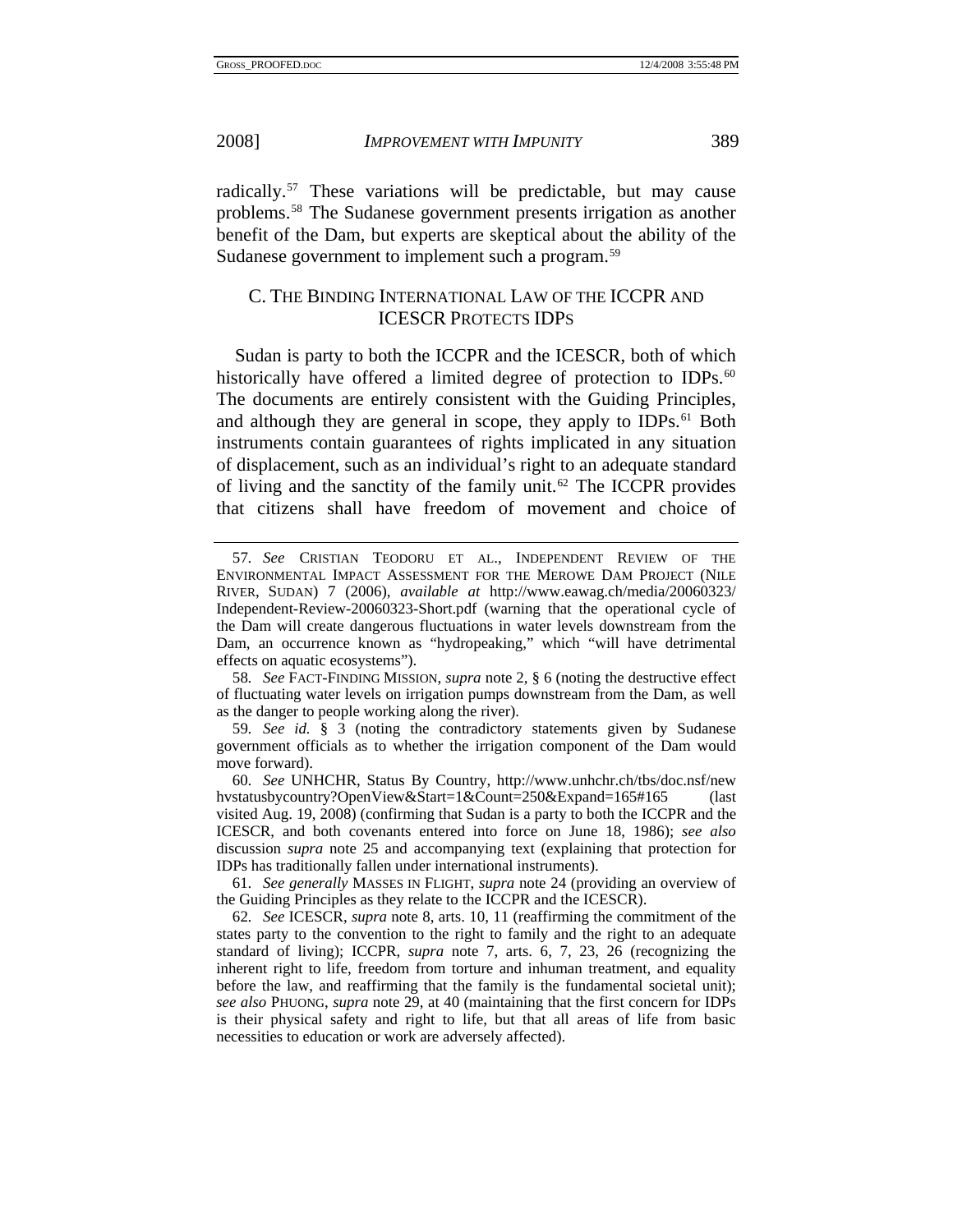radically.[57] These variations will be predictable, but may cause problems.[58] The Sudanese government presents irrigation as another benefit of the Dam, but experts are skeptical about the ability of the Sudanese government to implement such a program.[59]

### C. The Binding International Law of the ICCPR and ICESCR Protects IDPs

Sudan is party to both the ICCPR and the ICESCR, both of which historically have offered a limited degree of protection to IDPs.[60] The documents are entirely consistent with the Guiding Principles, and although they are general in scope, they apply to IDPs.[61] Both instruments contain guarantees of rights implicated in any situation of displacement, such as an individual's right to an adequate standard of living and the sanctity of the family unit.[62] The ICCPR provides that citizens shall have freedom of movement and choice of

---

57. *See* CRISTIAN TEODORU ET AL., INDEPENDENT REVIEW OF THE ENVIRONMENTAL IMPACT ASSESSMENT FOR THE MEROWE DAM PROJECT (NILE RIVER, SUDAN) 7 (2006), *available at* http://www.eawag.ch/media/20060323/Independent-Review-20060323-Short.pdf (warning that the operational cycle of the Dam will create dangerous fluctuations in water levels downstream from the Dam, an occurrence known as "hydropeaking," which "will have detrimental effects on aquatic ecosystems").

58. *See* FACT-FINDING MISSION, *supra* note 2, § 6 (noting the destructive effect of fluctuating water levels on irrigation pumps downstream from the Dam, as well as the danger to people working along the river).

59. *See id.* § 3 (noting the contradictory statements given by Sudanese government officials as to whether the irrigation component of the Dam would move forward).

60. *See* UNHCHR, Status By Country, http://www.unhchr.ch/tbs/doc.nsf/newhvstatusbycountry?OpenView&Start=1&Count=250&Expand=165#165 (last visited Aug. 19, 2008) (confirming that Sudan is a party to both the ICCPR and the ICESCR, and both covenants entered into force on June 18, 1986); *see also* discussion *supra* note 25 and accompanying text (explaining that protection for IDPs has traditionally fallen under international instruments).

61. *See generally* MASSES IN FLIGHT, *supra* note 24 (providing an overview of the Guiding Principles as they relate to the ICCPR and the ICESCR).

62. *See* ICESCR, *supra* note 8, arts. 10, 11 (reaffirming the commitment of the states party to the convention to the right to family and the right to an adequate standard of living); ICCPR, *supra* note 7, arts. 6, 7, 23, 26 (recognizing the inherent right to life, freedom from torture and inhuman treatment, and equality before the law, and reaffirming that the family is the fundamental societal unit); *see also* PHUONG, *supra* note 29, at 40 (maintaining that the first concern for IDPs is their physical safety and right to life, but that all areas of life from basic necessities to education or work are adversely affected).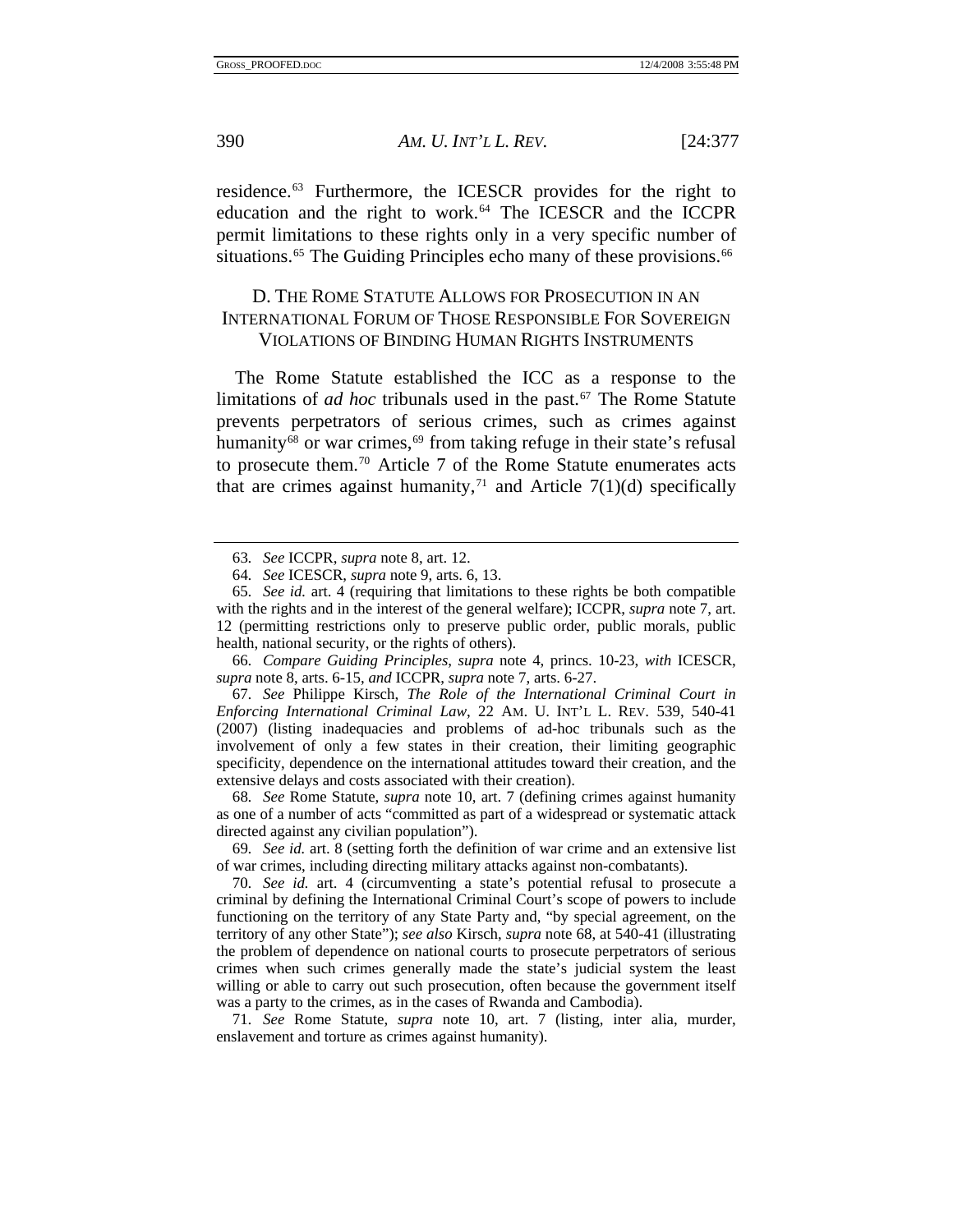residence.[63] Furthermore, the ICESCR provides for the right to education and the right to work.[64] The ICESCR and the ICCPR permit limitations to these rights only in a very specific number of situations.[65] The Guiding Principles echo many of these provisions.[66]

### D. THE ROME STATUTE ALLOWS FOR PROSECUTION IN AN INTERNATIONAL FORUM OF THOSE RESPONSIBLE FOR SOVEREIGN VIOLATIONS OF BINDING HUMAN RIGHTS INSTRUMENTS

The Rome Statute established the ICC as a response to the limitations of *ad hoc* tribunals used in the past.[67] The Rome Statute prevents perpetrators of serious crimes, such as crimes against humanity[68] or war crimes,[69] from taking refuge in their state's refusal to prosecute them.[70] Article 7 of the Rome Statute enumerates acts that are crimes against humanity,[71] and Article 7(1)(d) specifically

---

63. *See* ICCPR, *supra* note 8, art. 12.

64. *See* ICESCR, *supra* note 9, arts. 6, 13.

65. *See id.* art. 4 (requiring that limitations to these rights be both compatible with the rights and in the interest of the general welfare); ICCPR, *supra* note 7, art. 12 (permitting restrictions only to preserve public order, public morals, public health, national security, or the rights of others).

66. *Compare Guiding Principles*, *supra* note 4, princs. 10-23, *with* ICESCR, *supra* note 8, arts. 6-15, *and* ICCPR, *supra* note 7, arts. 6-27.

67. *See* Philippe Kirsch, *The Role of the International Criminal Court in Enforcing International Criminal Law*, 22 AM. U. INT'L L. REV. 539, 540-41 (2007) (listing inadequacies and problems of ad-hoc tribunals such as the involvement of only a few states in their creation, their limiting geographic specificity, dependence on the international attitudes toward their creation, and the extensive delays and costs associated with their creation).

68. *See* Rome Statute, *supra* note 10, art. 7 (defining crimes against humanity as one of a number of acts "committed as part of a widespread or systematic attack directed against any civilian population").

69. *See id.* art. 8 (setting forth the definition of war crime and an extensive list of war crimes, including directing military attacks against non-combatants).

70. *See id.* art. 4 (circumventing a state's potential refusal to prosecute a criminal by defining the International Criminal Court's scope of powers to include functioning on the territory of any State Party and, "by special agreement, on the territory of any other State"); *see also* Kirsch, *supra* note 68, at 540-41 (illustrating the problem of dependence on national courts to prosecute perpetrators of serious crimes when such crimes generally made the state's judicial system the least willing or able to carry out such prosecution, often because the government itself was a party to the crimes, as in the cases of Rwanda and Cambodia).

71. *See* Rome Statute, *supra* note 10, art. 7 (listing, inter alia, murder, enslavement and torture as crimes against humanity).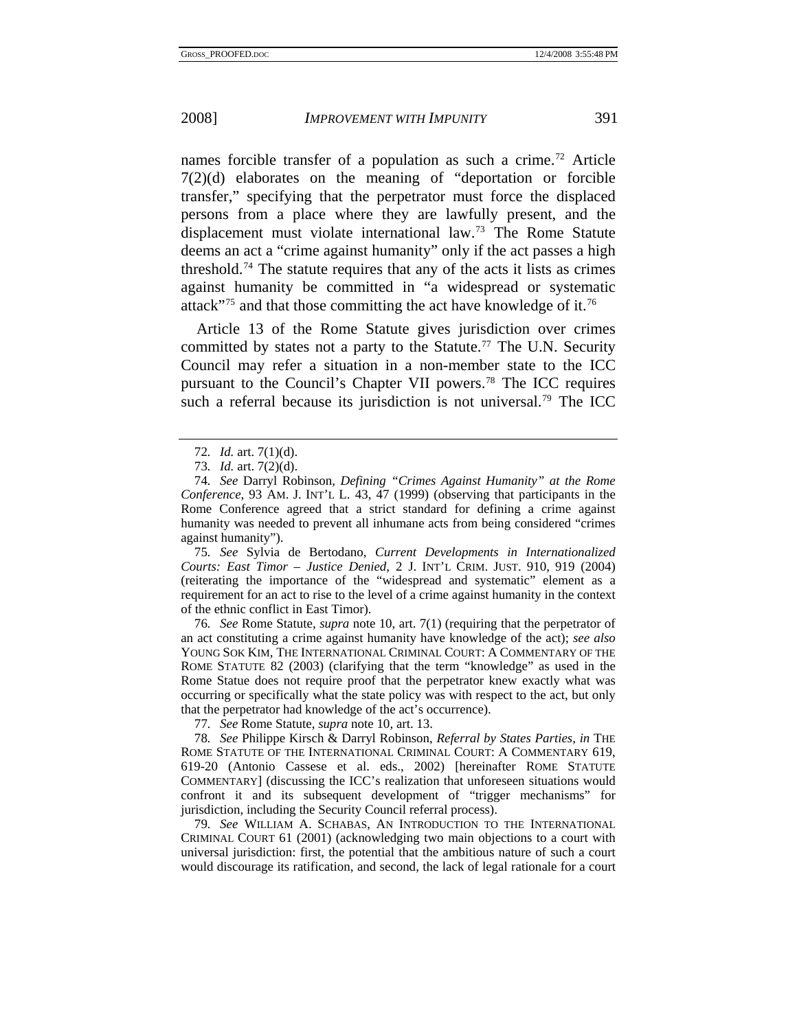names forcible transfer of a population as such a crime.[72] Article 7(2)(d) elaborates on the meaning of "deportation or forcible transfer," specifying that the perpetrator must force the displaced persons from a place where they are lawfully present, and the displacement must violate international law.[73] The Rome Statute deems an act a "crime against humanity" only if the act passes a high threshold.[74] The statute requires that any of the acts it lists as crimes against humanity be committed in "a widespread or systematic attack"[75] and that those committing the act have knowledge of it.[76]

Article 13 of the Rome Statute gives jurisdiction over crimes committed by states not a party to the Statute.[77] The U.N. Security Council may refer a situation in a non-member state to the ICC pursuant to the Council's Chapter VII powers.[78] The ICC requires such a referral because its jurisdiction is not universal.[79] The ICC

---

72. *Id.* art. 7(1)(d).

73. *Id.* art. 7(2)(d).

74. *See* Darryl Robinson, *Defining "Crimes Against Humanity" at the Rome Conference*, 93 AM. J. INT'L L. 43, 47 (1999) (observing that participants in the Rome Conference agreed that a strict standard for defining a crime against humanity was needed to prevent all inhumane acts from being considered "crimes against humanity").

75. *See* Sylvia de Bertodano, *Current Developments in Internationalized Courts: East Timor – Justice Denied*, 2 J. INT'L CRIM. JUST. 910, 919 (2004) (reiterating the importance of the "widespread and systematic" element as a requirement for an act to rise to the level of a crime against humanity in the context of the ethnic conflict in East Timor).

76. *See* Rome Statute, *supra* note 10, art. 7(1) (requiring that the perpetrator of an act constituting a crime against humanity have knowledge of the act); *see also* YOUNG SOK KIM, THE INTERNATIONAL CRIMINAL COURT: A COMMENTARY OF THE ROME STATUTE 82 (2003) (clarifying that the term "knowledge" as used in the Rome Statue does not require proof that the perpetrator knew exactly what was occurring or specifically what the state policy was with respect to the act, but only that the perpetrator had knowledge of the act's occurrence).

77. *See* Rome Statute, *supra* note 10, art. 13.

78. *See* Philippe Kirsch & Darryl Robinson, *Referral by States Parties*, *in* THE ROME STATUTE OF THE INTERNATIONAL CRIMINAL COURT: A COMMENTARY 619, 619-20 (Antonio Cassese et al. eds., 2002) [hereinafter ROME STATUTE COMMENTARY] (discussing the ICC's realization that unforeseen situations would confront it and its subsequent development of "trigger mechanisms" for jurisdiction, including the Security Council referral process).

79. *See* WILLIAM A. SCHABAS, AN INTRODUCTION TO THE INTERNATIONAL CRIMINAL COURT 61 (2001) (acknowledging two main objections to a court with universal jurisdiction: first, the potential that the ambitious nature of such a court would discourage its ratification, and second, the lack of legal rationale for a court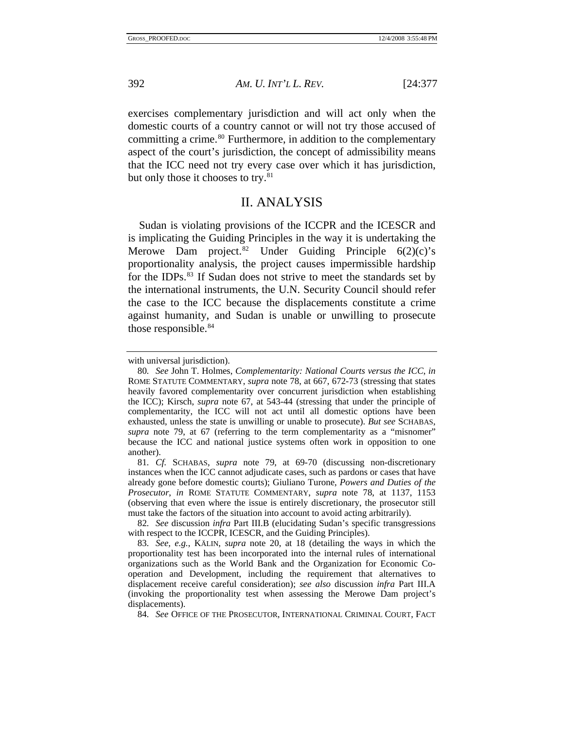exercises complementary jurisdiction and will act only when the domestic courts of a country cannot or will not try those accused of committing a crime.[80] Furthermore, in addition to the complementary aspect of the court's jurisdiction, the concept of admissibility means that the ICC need not try every case over which it has jurisdiction, but only those it chooses to try.[81]

## II. ANALYSIS

Sudan is violating provisions of the ICCPR and the ICESCR and is implicating the Guiding Principles in the way it is undertaking the Merowe Dam project.[82] Under Guiding Principle 6(2)(c)'s proportionality analysis, the project causes impermissible hardship for the IDPs.[83] If Sudan does not strive to meet the standards set by the international instruments, the U.N. Security Council should refer the case to the ICC because the displacements constitute a crime against humanity, and Sudan is unable or unwilling to prosecute those responsible.[84]

---

with universal jurisdiction).

80. *See* John T. Holmes, *Complementarity: National Courts versus the ICC*, *in* ROME STATUTE COMMENTARY, *supra* note 78, at 667, 672-73 (stressing that states heavily favored complementarity over concurrent jurisdiction when establishing the ICC); Kirsch, *supra* note 67, at 543-44 (stressing that under the principle of complementarity, the ICC will not act until all domestic options have been exhausted, unless the state is unwilling or unable to prosecute). *But see* SCHABAS, *supra* note 79, at 67 (referring to the term complementarity as a "misnomer" because the ICC and national justice systems often work in opposition to one another).

81. *Cf.* SCHABAS, *supra* note 79, at 69-70 (discussing non-discretionary instances when the ICC cannot adjudicate cases, such as pardons or cases that have already gone before domestic courts); Giuliano Turone, *Powers and Duties of the Prosecutor*, *in* ROME STATUTE COMMENTARY, *supra* note 78, at 1137, 1153 (observing that even where the issue is entirely discretionary, the prosecutor still must take the factors of the situation into account to avoid acting arbitrarily).

82. *See* discussion *infra* Part III.B (elucidating Sudan's specific transgressions with respect to the ICCPR, ICESCR, and the Guiding Principles).

83. *See, e.g.*, KÄLIN, *supra* note 20, at 18 (detailing the ways in which the proportionality test has been incorporated into the internal rules of international organizations such as the World Bank and the Organization for Economic Co-operation and Development, including the requirement that alternatives to displacement receive careful consideration); *see also* discussion *infra* Part III.A (invoking the proportionality test when assessing the Merowe Dam project's displacements).

84. *See* OFFICE OF THE PROSECUTOR, INTERNATIONAL CRIMINAL COURT, FACT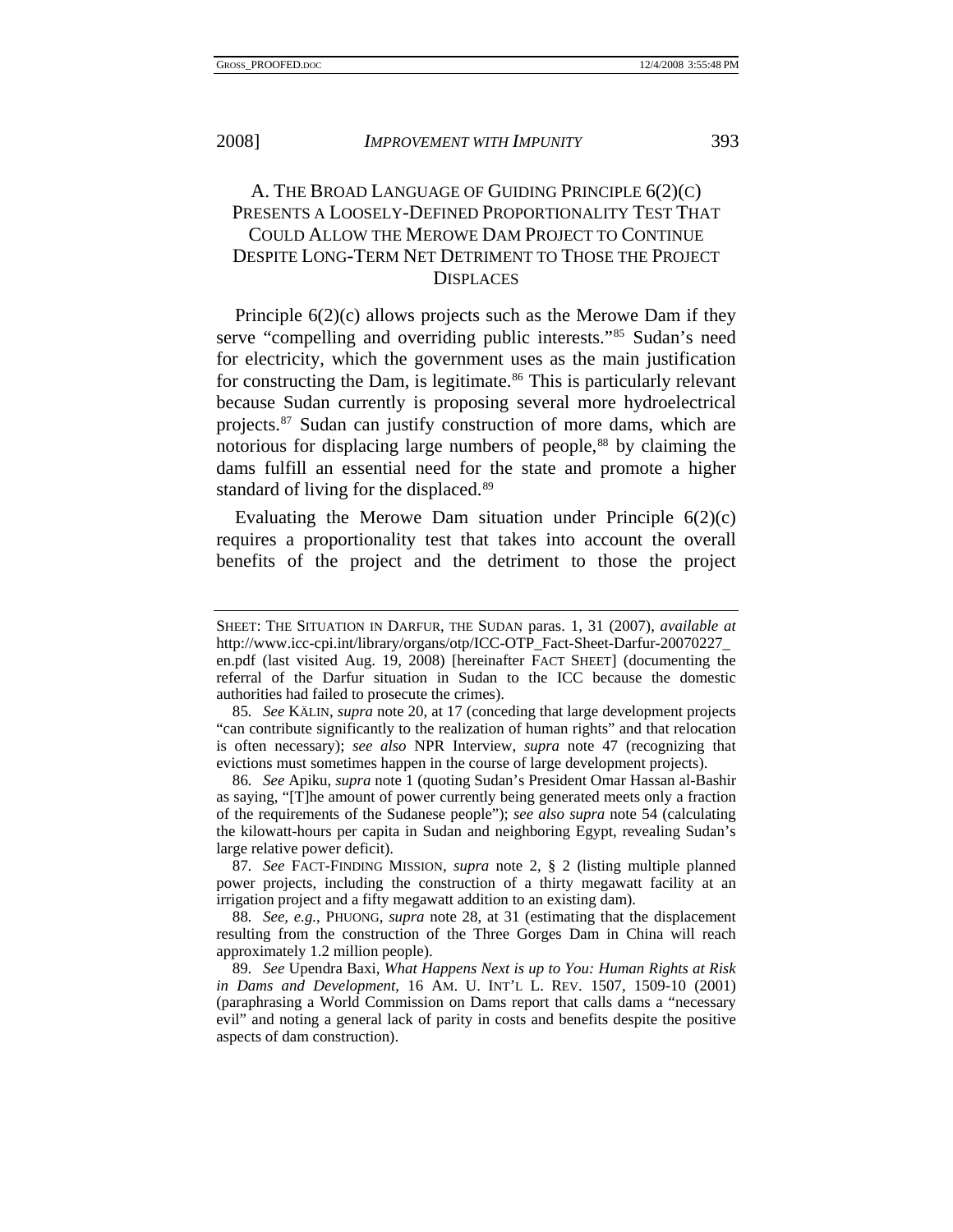### A. The Broad Language of Guiding Principle 6(2)(c) Presents a Loosely-Defined Proportionality Test That Could Allow the Merowe Dam Project to Continue Despite Long-Term Net Detriment to Those the Project Displaces

Principle 6(2)(c) allows projects such as the Merowe Dam if they serve "compelling and overriding public interests."[85] Sudan's need for electricity, which the government uses as the main justification for constructing the Dam, is legitimate.[86] This is particularly relevant because Sudan currently is proposing several more hydroelectrical projects.[87] Sudan can justify construction of more dams, which are notorious for displacing large numbers of people,[88] by claiming the dams fulfill an essential need for the state and promote a higher standard of living for the displaced.[89]

Evaluating the Merowe Dam situation under Principle 6(2)(c) requires a proportionality test that takes into account the overall benefits of the project and the detriment to those the project

---

SHEET: THE SITUATION IN DARFUR, THE SUDAN paras. 1, 31 (2007), *available at* http://www.icc-cpi.int/library/organs/otp/ICC-OTP_Fact-Sheet-Darfur-20070227_en.pdf (last visited Aug. 19, 2008) [hereinafter FACT SHEET] (documenting the referral of the Darfur situation in Sudan to the ICC because the domestic authorities had failed to prosecute the crimes).

85. *See* KÄLIN, *supra* note 20, at 17 (conceding that large development projects "can contribute significantly to the realization of human rights" and that relocation is often necessary); *see also* NPR Interview, *supra* note 47 (recognizing that evictions must sometimes happen in the course of large development projects).

86. *See* Apiku, *supra* note 1 (quoting Sudan's President Omar Hassan al-Bashir as saying, "[T]he amount of power currently being generated meets only a fraction of the requirements of the Sudanese people"); *see also supra* note 54 (calculating the kilowatt-hours per capita in Sudan and neighboring Egypt, revealing Sudan's large relative power deficit).

87. *See* FACT-FINDING MISSION, *supra* note 2, § 2 (listing multiple planned power projects, including the construction of a thirty megawatt facility at an irrigation project and a fifty megawatt addition to an existing dam).

88. *See, e.g.*, PHUONG, *supra* note 28, at 31 (estimating that the displacement resulting from the construction of the Three Gorges Dam in China will reach approximately 1.2 million people).

89. *See* Upendra Baxi, *What Happens Next is up to You: Human Rights at Risk in Dams and Development*, 16 AM. U. INT'L L. REV. 1507, 1509-10 (2001) (paraphrasing a World Commission on Dams report that calls dams a "necessary evil" and noting a general lack of parity in costs and benefits despite the positive aspects of dam construction).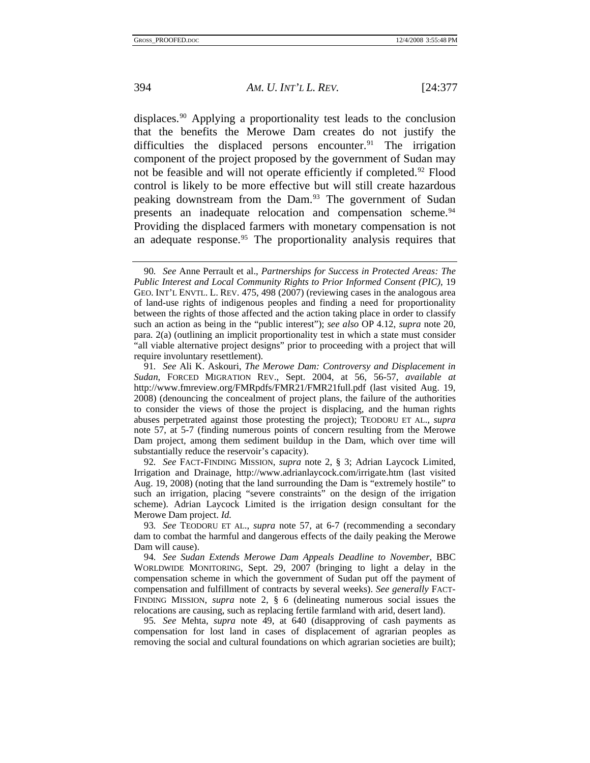displaces.[90] Applying a proportionality test leads to the conclusion that the benefits the Merowe Dam creates do not justify the difficulties the displaced persons encounter.[91] The irrigation component of the project proposed by the government of Sudan may not be feasible and will not operate efficiently if completed.[92] Flood control is likely to be more effective but will still create hazardous peaking downstream from the Dam.[93] The government of Sudan presents an inadequate relocation and compensation scheme.[94] Providing the displaced farmers with monetary compensation is not an adequate response.[95] The proportionality analysis requires that

---

90. *See* Anne Perrault et al., *Partnerships for Success in Protected Areas: The Public Interest and Local Community Rights to Prior Informed Consent (PIC)*, 19 GEO. INT'L ENVTL. L. REV. 475, 498 (2007) (reviewing cases in the analogous area of land-use rights of indigenous peoples and finding a need for proportionality between the rights of those affected and the action taking place in order to classify such an action as being in the "public interest"); *see also* OP 4.12, *supra* note 20, para. 2(a) (outlining an implicit proportionality test in which a state must consider "all viable alternative project designs" prior to proceeding with a project that will require involuntary resettlement).

91. *See* Ali K. Askouri, *The Merowe Dam: Controversy and Displacement in Sudan*, FORCED MIGRATION REV., Sept. 2004, at 56, 56-57, *available at* http://www.fmreview.org/FMRpdfs/FMR21/FMR21full.pdf (last visited Aug. 19, 2008) (denouncing the concealment of project plans, the failure of the authorities to consider the views of those the project is displacing, and the human rights abuses perpetrated against those protesting the project); TEODORU ET AL., *supra* note 57, at 5-7 (finding numerous points of concern resulting from the Merowe Dam project, among them sediment buildup in the Dam, which over time will substantially reduce the reservoir's capacity).

92. *See* FACT-FINDING MISSION, *supra* note 2, § 3; Adrian Laycock Limited, Irrigation and Drainage, http://www.adrianlaycock.com/irrigate.htm (last visited Aug. 19, 2008) (noting that the land surrounding the Dam is "extremely hostile" to such an irrigation, placing "severe constraints" on the design of the irrigation scheme). Adrian Laycock Limited is the irrigation design consultant for the Merowe Dam project. *Id.*

93. *See* TEODORU ET AL., *supra* note 57, at 6-7 (recommending a secondary dam to combat the harmful and dangerous effects of the daily peaking the Merowe Dam will cause).

94. *See Sudan Extends Merowe Dam Appeals Deadline to November*, BBC WORLDWIDE MONITORING, Sept. 29, 2007 (bringing to light a delay in the compensation scheme in which the government of Sudan put off the payment of compensation and fulfillment of contracts by several weeks). *See generally* FACT-FINDING MISSION, *supra* note 2, § 6 (delineating numerous social issues the relocations are causing, such as replacing fertile farmland with arid, desert land).

95. *See* Mehta, *supra* note 49, at 640 (disapproving of cash payments as compensation for lost land in cases of displacement of agrarian peoples as removing the social and cultural foundations on which agrarian societies are built);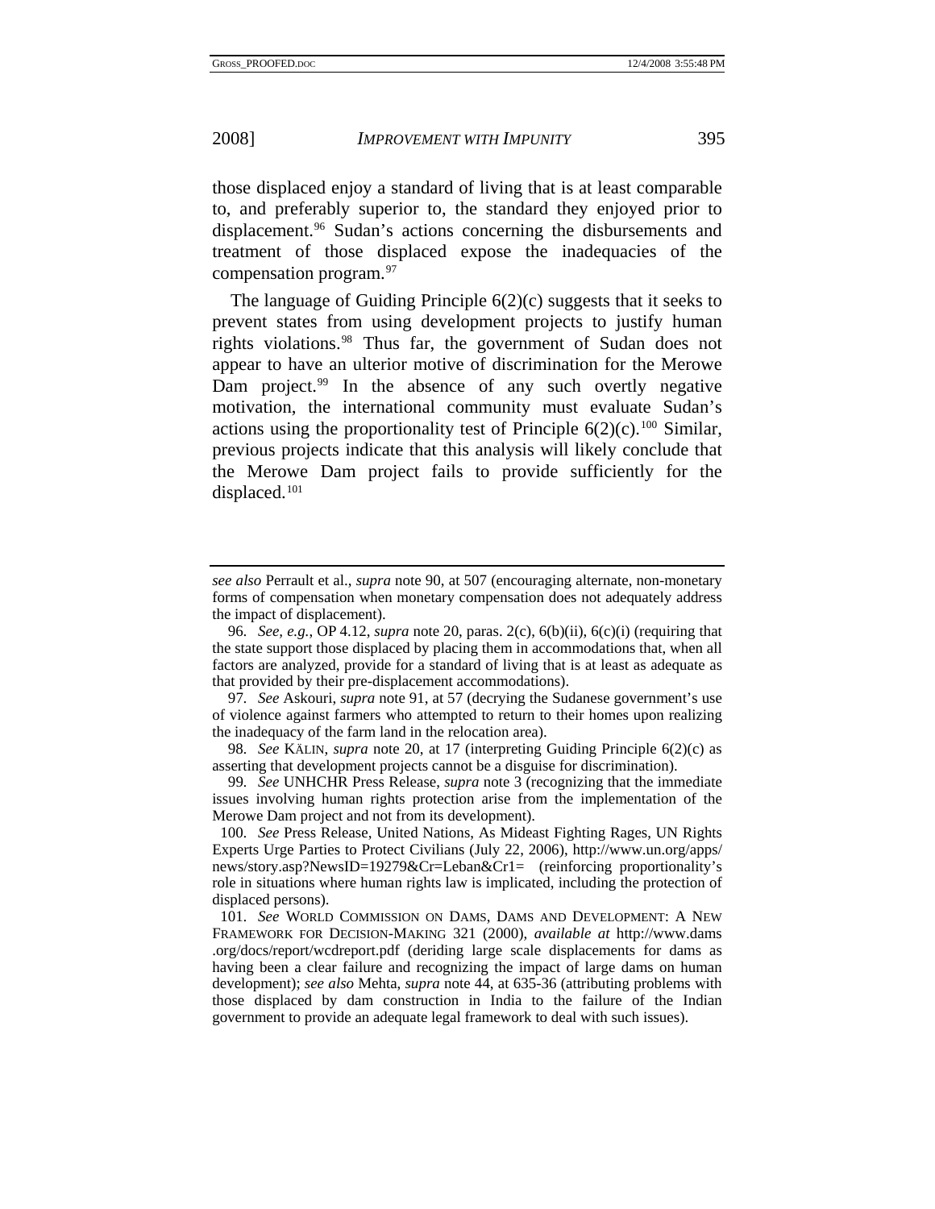those displaced enjoy a standard of living that is at least comparable to, and preferably superior to, the standard they enjoyed prior to displacement.[96] Sudan's actions concerning the disbursements and treatment of those displaced expose the inadequacies of the compensation program.[97]

The language of Guiding Principle 6(2)(c) suggests that it seeks to prevent states from using development projects to justify human rights violations.[98] Thus far, the government of Sudan does not appear to have an ulterior motive of discrimination for the Merowe Dam project.[99] In the absence of any such overtly negative motivation, the international community must evaluate Sudan's actions using the proportionality test of Principle 6(2)(c).[100] Similar, previous projects indicate that this analysis will likely conclude that the Merowe Dam project fails to provide sufficiently for the displaced.[101]

---

*see also* Perrault et al., *supra* note 90, at 507 (encouraging alternate, non-monetary forms of compensation when monetary compensation does not adequately address the impact of displacement).

96. *See, e.g.*, OP 4.12, *supra* note 20, paras. 2(c), 6(b)(ii), 6(c)(i) (requiring that the state support those displaced by placing them in accommodations that, when all factors are analyzed, provide for a standard of living that is at least as adequate as that provided by their pre-displacement accommodations).

97. *See* Askouri, *supra* note 91, at 57 (decrying the Sudanese government's use of violence against farmers who attempted to return to their homes upon realizing the inadequacy of the farm land in the relocation area).

98. *See* KÄLIN, *supra* note 20, at 17 (interpreting Guiding Principle 6(2)(c) as asserting that development projects cannot be a disguise for discrimination).

99. *See* UNHCHR Press Release, *supra* note 3 (recognizing that the immediate issues involving human rights protection arise from the implementation of the Merowe Dam project and not from its development).

100. *See* Press Release, United Nations, As Mideast Fighting Rages, UN Rights Experts Urge Parties to Protect Civilians (July 22, 2006), http://www.un.org/apps/news/story.asp?NewsID=19279&Cr=Leban&Cr1= (reinforcing proportionality's role in situations where human rights law is implicated, including the protection of displaced persons).

101. *See* WORLD COMMISSION ON DAMS, DAMS AND DEVELOPMENT: A NEW FRAMEWORK FOR DECISION-MAKING 321 (2000), *available at* http://www.dams.org/docs/report/wcdreport.pdf (deriding large scale displacements for dams as having been a clear failure and recognizing the impact of large dams on human development); *see also* Mehta, *supra* note 44, at 635-36 (attributing problems with those displaced by dam construction in India to the failure of the Indian government to provide an adequate legal framework to deal with such issues).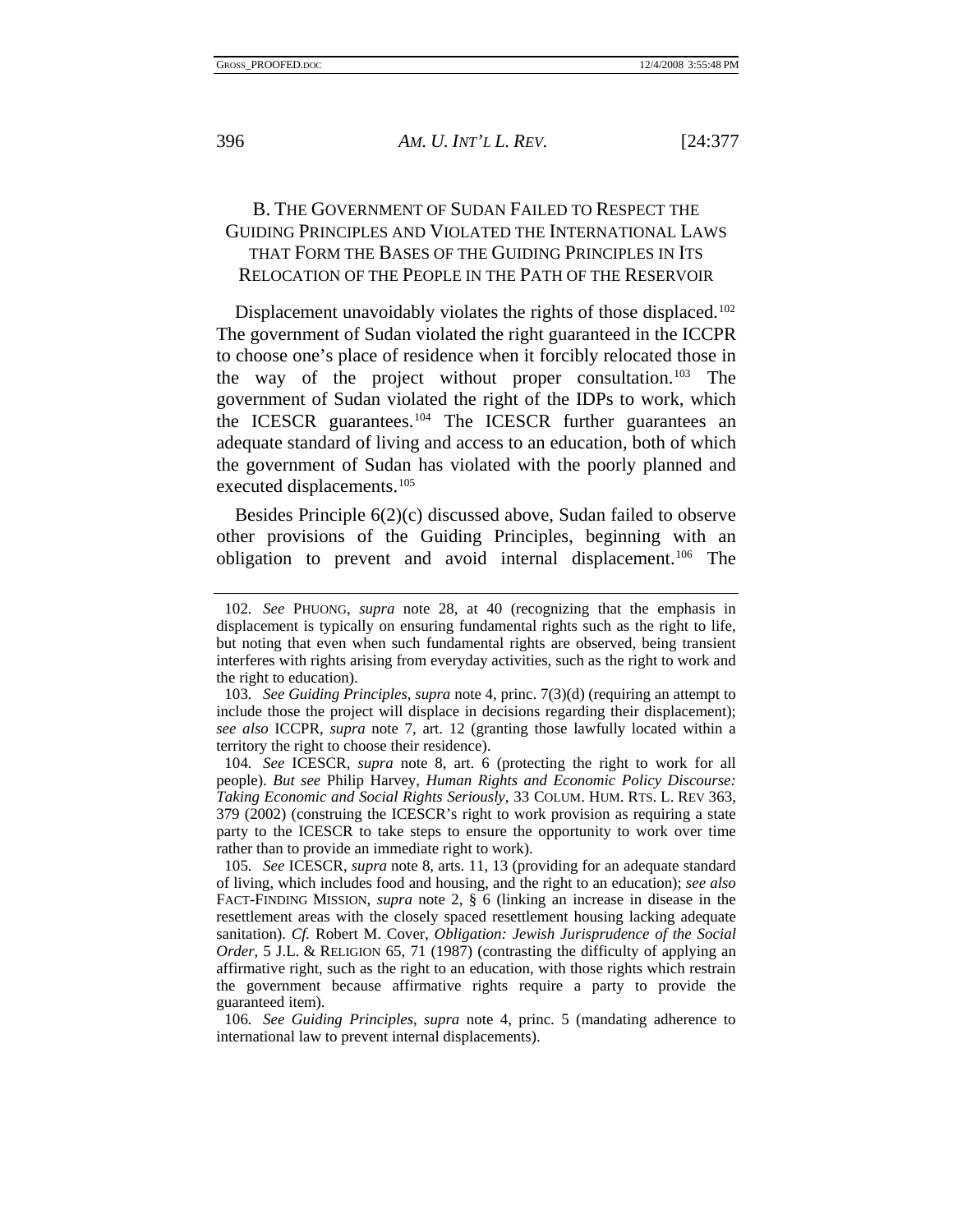### B. The Government of Sudan Failed to Respect the Guiding Principles and Violated the International Laws that Form the Bases of the Guiding Principles in Its Relocation of the People in the Path of the Reservoir

Displacement unavoidably violates the rights of those displaced.[102] The government of Sudan violated the right guaranteed in the ICCPR to choose one's place of residence when it forcibly relocated those in the way of the project without proper consultation.[103] The government of Sudan violated the right of the IDPs to work, which the ICESCR guarantees.[104] The ICESCR further guarantees an adequate standard of living and access to an education, both of which the government of Sudan has violated with the poorly planned and executed displacements.[105]

Besides Principle 6(2)(c) discussed above, Sudan failed to observe other provisions of the Guiding Principles, beginning with an obligation to prevent and avoid internal displacement.[106] The

---

102. *See* PHUONG, *supra* note 28, at 40 (recognizing that the emphasis in displacement is typically on ensuring fundamental rights such as the right to life, but noting that even when such fundamental rights are observed, being transient interferes with rights arising from everyday activities, such as the right to work and the right to education).

103. *See Guiding Principles*, *supra* note 4, princ. 7(3)(d) (requiring an attempt to include those the project will displace in decisions regarding their displacement); *see also* ICCPR, *supra* note 7, art. 12 (granting those lawfully located within a territory the right to choose their residence).

104. *See* ICESCR, *supra* note 8, art. 6 (protecting the right to work for all people). *But see* Philip Harvey, *Human Rights and Economic Policy Discourse: Taking Economic and Social Rights Seriously*, 33 COLUM. HUM. RTS. L. REV 363, 379 (2002) (construing the ICESCR's right to work provision as requiring a state party to the ICESCR to take steps to ensure the opportunity to work over time rather than to provide an immediate right to work).

105. *See* ICESCR, *supra* note 8, arts. 11, 13 (providing for an adequate standard of living, which includes food and housing, and the right to an education); *see also* FACT-FINDING MISSION, *supra* note 2, § 6 (linking an increase in disease in the resettlement areas with the closely spaced resettlement housing lacking adequate sanitation). *Cf.* Robert M. Cover, *Obligation: Jewish Jurisprudence of the Social Order*, 5 J.L. & RELIGION 65, 71 (1987) (contrasting the difficulty of applying an affirmative right, such as the right to an education, with those rights which restrain the government because affirmative rights require a party to provide the guaranteed item).

106. *See Guiding Principles*, *supra* note 4, princ. 5 (mandating adherence to international law to prevent internal displacements).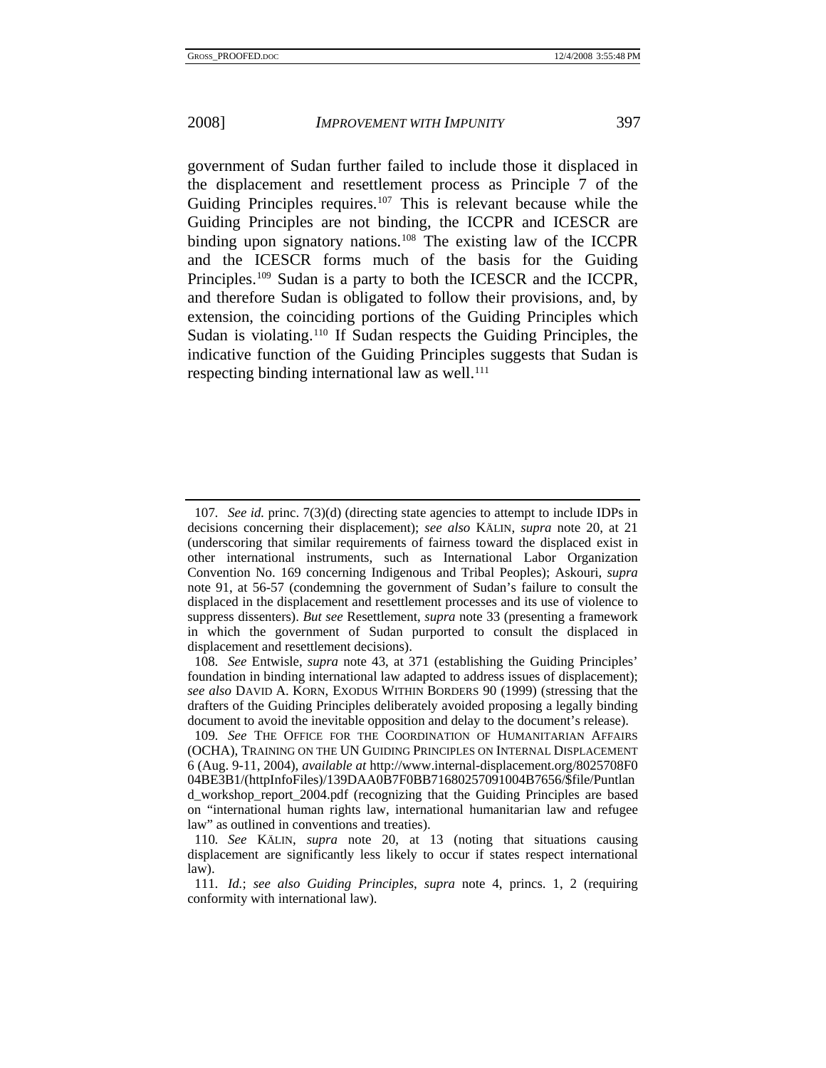government of Sudan further failed to include those it displaced in the displacement and resettlement process as Principle 7 of the Guiding Principles requires.[107] This is relevant because while the Guiding Principles are not binding, the ICCPR and ICESCR are binding upon signatory nations.[108] The existing law of the ICCPR and the ICESCR forms much of the basis for the Guiding Principles.[109] Sudan is a party to both the ICESCR and the ICCPR, and therefore Sudan is obligated to follow their provisions, and, by extension, the coinciding portions of the Guiding Principles which Sudan is violating.[110] If Sudan respects the Guiding Principles, the indicative function of the Guiding Principles suggests that Sudan is respecting binding international law as well.[111]

---

107. *See id.* princ. 7(3)(d) (directing state agencies to attempt to include IDPs in decisions concerning their displacement); *see also* KÄLIN, *supra* note 20, at 21 (underscoring that similar requirements of fairness toward the displaced exist in other international instruments, such as International Labor Organization Convention No. 169 concerning Indigenous and Tribal Peoples); Askouri, *supra* note 91, at 56-57 (condemning the government of Sudan's failure to consult the displaced in the displacement and resettlement processes and its use of violence to suppress dissenters). *But see* Resettlement, *supra* note 33 (presenting a framework in which the government of Sudan purported to consult the displaced in displacement and resettlement decisions).

108. *See* Entwisle, *supra* note 43, at 371 (establishing the Guiding Principles' foundation in binding international law adapted to address issues of displacement); *see also* DAVID A. KORN, EXODUS WITHIN BORDERS 90 (1999) (stressing that the drafters of the Guiding Principles deliberately avoided proposing a legally binding document to avoid the inevitable opposition and delay to the document's release).

109. *See* THE OFFICE FOR THE COORDINATION OF HUMANITARIAN AFFAIRS (OCHA), TRAINING ON THE UN GUIDING PRINCIPLES ON INTERNAL DISPLACEMENT 6 (Aug. 9-11, 2004), *available at* http://www.internal-displacement.org/8025708F004BE3B1/(httpInfoFiles)/139DAA0B7F0BB71680257091004B7656/$file/Puntland_workshop_report_2004.pdf (recognizing that the Guiding Principles are based on "international human rights law, international humanitarian law and refugee law" as outlined in conventions and treaties).

110. *See* KÄLIN, *supra* note 20, at 13 (noting that situations causing displacement are significantly less likely to occur if states respect international law).

111. *Id.*; *see also Guiding Principles*, *supra* note 4, princs. 1, 2 (requiring conformity with international law).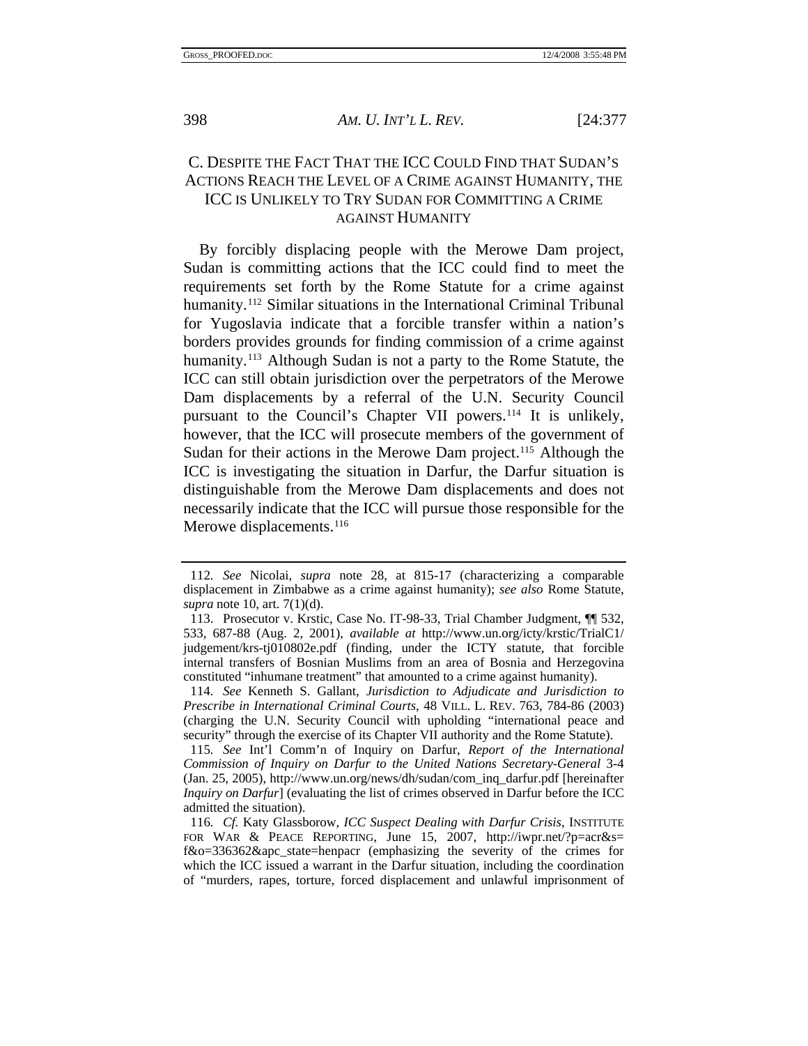### C. DESPITE THE FACT THAT THE ICC COULD FIND THAT SUDAN'S ACTIONS REACH THE LEVEL OF A CRIME AGAINST HUMANITY, THE ICC IS UNLIKELY TO TRY SUDAN FOR COMMITTING A CRIME AGAINST HUMANITY

By forcibly displacing people with the Merowe Dam project, Sudan is committing actions that the ICC could find to meet the requirements set forth by the Rome Statute for a crime against humanity.[112] Similar situations in the International Criminal Tribunal for Yugoslavia indicate that a forcible transfer within a nation's borders provides grounds for finding commission of a crime against humanity.[113] Although Sudan is not a party to the Rome Statute, the ICC can still obtain jurisdiction over the perpetrators of the Merowe Dam displacements by a referral of the U.N. Security Council pursuant to the Council's Chapter VII powers.[114] It is unlikely, however, that the ICC will prosecute members of the government of Sudan for their actions in the Merowe Dam project.[115] Although the ICC is investigating the situation in Darfur, the Darfur situation is distinguishable from the Merowe Dam displacements and does not necessarily indicate that the ICC will pursue those responsible for the Merowe displacements.[116]

---

112. *See* Nicolai, *supra* note 28, at 815-17 (characterizing a comparable displacement in Zimbabwe as a crime against humanity); *see also* Rome Statute, *supra* note 10, art. 7(1)(d).

113. Prosecutor v. Krstic, Case No. IT-98-33, Trial Chamber Judgment, ¶¶ 532, 533, 687-88 (Aug. 2, 2001), *available at* http://www.un.org/icty/krstic/TrialC1/judgement/krs-tj010802e.pdf (finding, under the ICTY statute, that forcible internal transfers of Bosnian Muslims from an area of Bosnia and Herzegovina constituted "inhumane treatment" that amounted to a crime against humanity).

114. *See* Kenneth S. Gallant, *Jurisdiction to Adjudicate and Jurisdiction to Prescribe in International Criminal Courts*, 48 VILL. L. REV. 763, 784-86 (2003) (charging the U.N. Security Council with upholding "international peace and security" through the exercise of its Chapter VII authority and the Rome Statute).

115. *See* Int'l Comm'n of Inquiry on Darfur, *Report of the International Commission of Inquiry on Darfur to the United Nations Secretary-General* 3-4 (Jan. 25, 2005), http://www.un.org/news/dh/sudan/com_inq_darfur.pdf [hereinafter *Inquiry on Darfur*] (evaluating the list of crimes observed in Darfur before the ICC admitted the situation).

116. *Cf.* Katy Glassborow, *ICC Suspect Dealing with Darfur Crisis*, INSTITUTE FOR WAR & PEACE REPORTING, June 15, 2007, http://iwpr.net/?p=acr&s=f&o=336362&apc_state=henpacr (emphasizing the severity of the crimes for which the ICC issued a warrant in the Darfur situation, including the coordination of "murders, rapes, torture, forced displacement and unlawful imprisonment of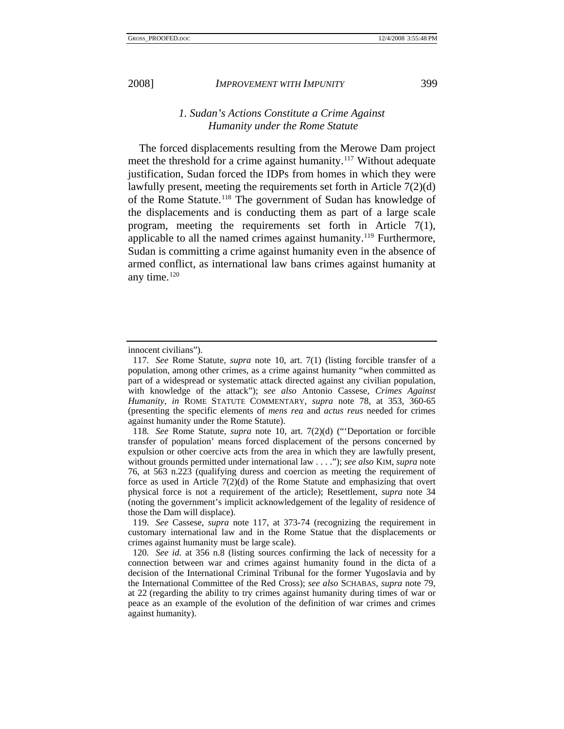### *1. Sudan's Actions Constitute a Crime Against Humanity under the Rome Statute*

The forced displacements resulting from the Merowe Dam project meet the threshold for a crime against humanity.[117] Without adequate justification, Sudan forced the IDPs from homes in which they were lawfully present, meeting the requirements set forth in Article 7(2)(d) of the Rome Statute.[118] The government of Sudan has knowledge of the displacements and is conducting them as part of a large scale program, meeting the requirements set forth in Article 7(1), applicable to all the named crimes against humanity.[119] Furthermore, Sudan is committing a crime against humanity even in the absence of armed conflict, as international law bans crimes against humanity at any time.[120]

---

innocent civilians").

117. *See* Rome Statute, *supra* note 10, art. 7(1) (listing forcible transfer of a population, among other crimes, as a crime against humanity "when committed as part of a widespread or systematic attack directed against any civilian population, with knowledge of the attack"); *see also* Antonio Cassese, *Crimes Against Humanity*, *in* ROME STATUTE COMMENTARY, *supra* note 78, at 353, 360-65 (presenting the specific elements of *mens rea* and *actus reus* needed for crimes against humanity under the Rome Statute).

118. *See* Rome Statute, *supra* note 10, art. 7(2)(d) ("'Deportation or forcible transfer of population' means forced displacement of the persons concerned by expulsion or other coercive acts from the area in which they are lawfully present, without grounds permitted under international law . . . ."); *see also* KIM, *supra* note 76, at 563 n.223 (qualifying duress and coercion as meeting the requirement of force as used in Article 7(2)(d) of the Rome Statute and emphasizing that overt physical force is not a requirement of the article); Resettlement, *supra* note 34 (noting the government's implicit acknowledgement of the legality of residence of those the Dam will displace).

119. *See* Cassese, *supra* note 117, at 373-74 (recognizing the requirement in customary international law and in the Rome Statue that the displacements or crimes against humanity must be large scale).

120. *See id.* at 356 n.8 (listing sources confirming the lack of necessity for a connection between war and crimes against humanity found in the dicta of a decision of the International Criminal Tribunal for the former Yugoslavia and by the International Committee of the Red Cross); *see also* SCHABAS, *supra* note 79, at 22 (regarding the ability to try crimes against humanity during times of war or peace as an example of the evolution of the definition of war crimes and crimes against humanity).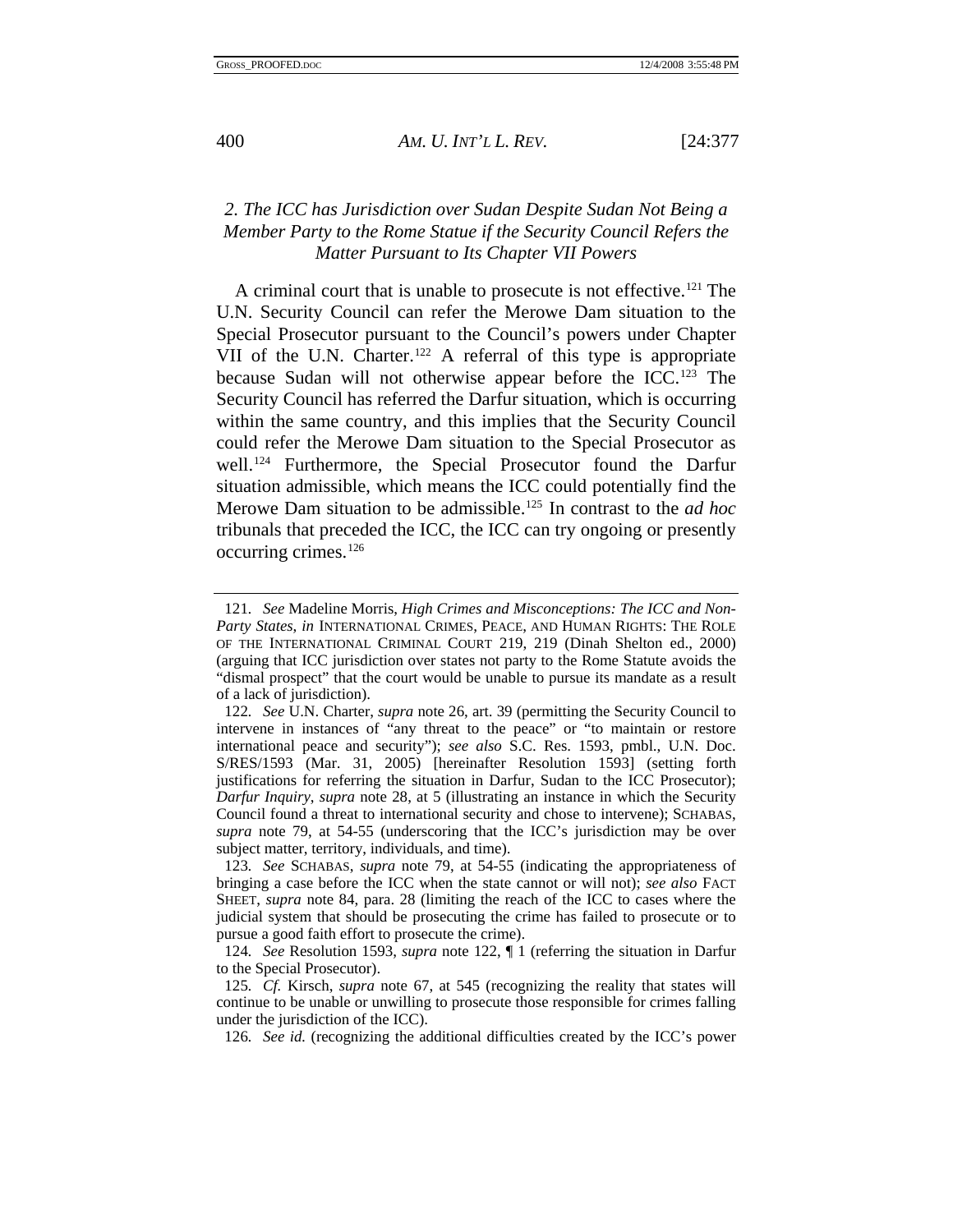### *2. The ICC has Jurisdiction over Sudan Despite Sudan Not Being a Member Party to the Rome Statue if the Security Council Refers the Matter Pursuant to Its Chapter VII Powers*

A criminal court that is unable to prosecute is not effective.[121] The U.N. Security Council can refer the Merowe Dam situation to the Special Prosecutor pursuant to the Council's powers under Chapter VII of the U.N. Charter.[122] A referral of this type is appropriate because Sudan will not otherwise appear before the ICC.[123] The Security Council has referred the Darfur situation, which is occurring within the same country, and this implies that the Security Council could refer the Merowe Dam situation to the Special Prosecutor as well.[124] Furthermore, the Special Prosecutor found the Darfur situation admissible, which means the ICC could potentially find the Merowe Dam situation to be admissible.[125] In contrast to the *ad hoc* tribunals that preceded the ICC, the ICC can try ongoing or presently occurring crimes.[126]

---

121. *See* Madeline Morris, *High Crimes and Misconceptions: The ICC and Non-Party States*, *in* INTERNATIONAL CRIMES, PEACE, AND HUMAN RIGHTS: THE ROLE OF THE INTERNATIONAL CRIMINAL COURT 219, 219 (Dinah Shelton ed., 2000) (arguing that ICC jurisdiction over states not party to the Rome Statute avoids the "dismal prospect" that the court would be unable to pursue its mandate as a result of a lack of jurisdiction).

122. *See* U.N. Charter, *supra* note 26, art. 39 (permitting the Security Council to intervene in instances of "any threat to the peace" or "to maintain or restore international peace and security"); *see also* S.C. Res. 1593, pmbl., U.N. Doc. S/RES/1593 (Mar. 31, 2005) [hereinafter Resolution 1593] (setting forth justifications for referring the situation in Darfur, Sudan to the ICC Prosecutor); *Darfur Inquiry*, *supra* note 28, at 5 (illustrating an instance in which the Security Council found a threat to international security and chose to intervene); SCHABAS, *supra* note 79, at 54-55 (underscoring that the ICC's jurisdiction may be over subject matter, territory, individuals, and time).

123. *See* SCHABAS, *supra* note 79, at 54-55 (indicating the appropriateness of bringing a case before the ICC when the state cannot or will not); *see also* FACT SHEET, *supra* note 84, para. 28 (limiting the reach of the ICC to cases where the judicial system that should be prosecuting the crime has failed to prosecute or to pursue a good faith effort to prosecute the crime).

124. *See* Resolution 1593, *supra* note 122, ¶ 1 (referring the situation in Darfur to the Special Prosecutor).

125. *Cf.* Kirsch, *supra* note 67, at 545 (recognizing the reality that states will continue to be unable or unwilling to prosecute those responsible for crimes falling under the jurisdiction of the ICC).

126. *See id.* (recognizing the additional difficulties created by the ICC's power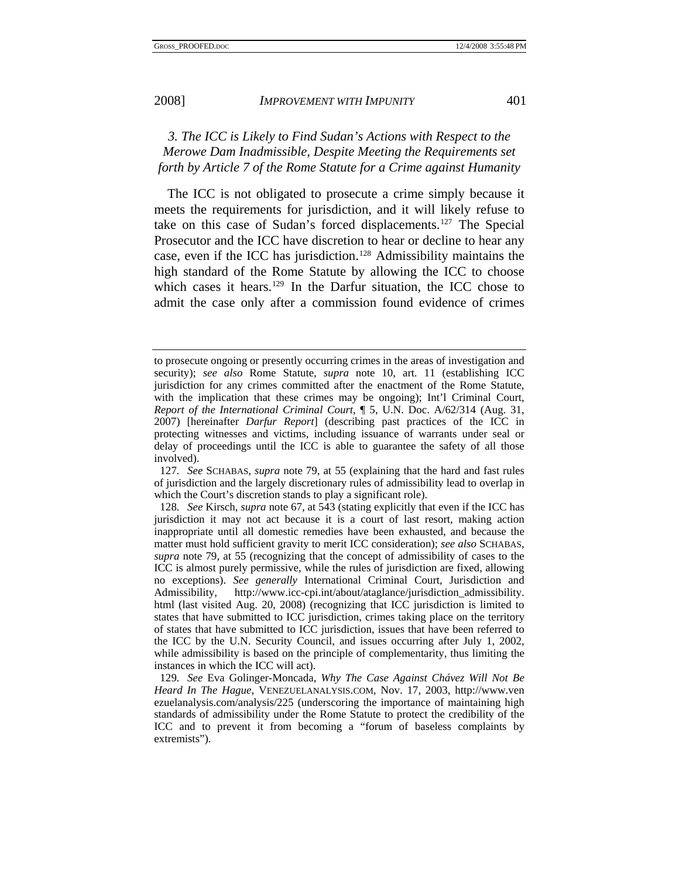### *3. The ICC is Likely to Find Sudan's Actions with Respect to the Merowe Dam Inadmissible, Despite Meeting the Requirements set forth by Article 7 of the Rome Statute for a Crime against Humanity*

The ICC is not obligated to prosecute a crime simply because it meets the requirements for jurisdiction, and it will likely refuse to take on this case of Sudan's forced displacements.[127] The Special Prosecutor and the ICC have discretion to hear or decline to hear any case, even if the ICC has jurisdiction.[128] Admissibility maintains the high standard of the Rome Statute by allowing the ICC to choose which cases it hears.[129] In the Darfur situation, the ICC chose to admit the case only after a commission found evidence of crimes

---

to prosecute ongoing or presently occurring crimes in the areas of investigation and security); *see also* Rome Statute, *supra* note 10, art. 11 (establishing ICC jurisdiction for any crimes committed after the enactment of the Rome Statute, with the implication that these crimes may be ongoing); Int'l Criminal Court, *Report of the International Criminal Court*, ¶ 5, U.N. Doc. A/62/314 (Aug. 31, 2007) [hereinafter *Darfur Report*] (describing past practices of the ICC in protecting witnesses and victims, including issuance of warrants under seal or delay of proceedings until the ICC is able to guarantee the safety of all those involved).

127. *See* SCHABAS, *supra* note 79, at 55 (explaining that the hard and fast rules of jurisdiction and the largely discretionary rules of admissibility lead to overlap in which the Court's discretion stands to play a significant role).

128. *See* Kirsch, *supra* note 67, at 543 (stating explicitly that even if the ICC has jurisdiction it may not act because it is a court of last resort, making action inappropriate until all domestic remedies have been exhausted, and because the matter must hold sufficient gravity to merit ICC consideration); *see also* SCHABAS, *supra* note 79, at 55 (recognizing that the concept of admissibility of cases to the ICC is almost purely permissive, while the rules of jurisdiction are fixed, allowing no exceptions). *See generally* International Criminal Court, Jurisdiction and Admissibility, http://www.icc-cpi.int/about/ataglance/jurisdiction_admissibility.html (last visited Aug. 20, 2008) (recognizing that ICC jurisdiction is limited to states that have submitted to ICC jurisdiction, crimes taking place on the territory of states that have submitted to ICC jurisdiction, issues that have been referred to the ICC by the U.N. Security Council, and issues occurring after July 1, 2002, while admissibility is based on the principle of complementarity, thus limiting the instances in which the ICC will act).

129. *See* Eva Golinger-Moncada, *Why The Case Against Chávez Will Not Be Heard In The Hague*, VENEZUELANALYSIS.COM, Nov. 17, 2003, http://www.venezuelanalysis.com/analysis/225 (underscoring the importance of maintaining high standards of admissibility under the Rome Statute to protect the credibility of the ICC and to prevent it from becoming a "forum of baseless complaints by extremists").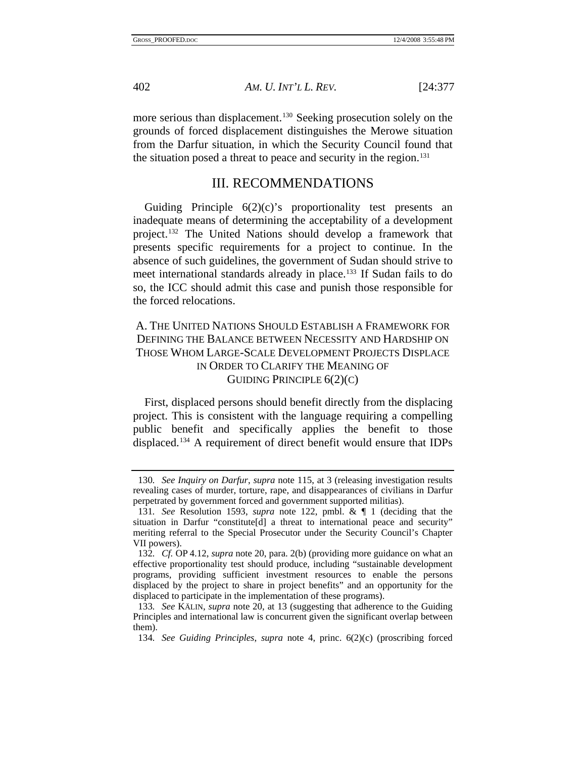more serious than displacement.[130] Seeking prosecution solely on the grounds of forced displacement distinguishes the Merowe situation from the Darfur situation, in which the Security Council found that the situation posed a threat to peace and security in the region.[131]

## III. RECOMMENDATIONS

Guiding Principle 6(2)(c)'s proportionality test presents an inadequate means of determining the acceptability of a development project.[132] The United Nations should develop a framework that presents specific requirements for a project to continue. In the absence of such guidelines, the government of Sudan should strive to meet international standards already in place.[133] If Sudan fails to do so, the ICC should admit this case and punish those responsible for the forced relocations.

### A. THE UNITED NATIONS SHOULD ESTABLISH A FRAMEWORK FOR DEFINING THE BALANCE BETWEEN NECESSITY AND HARDSHIP ON THOSE WHOM LARGE-SCALE DEVELOPMENT PROJECTS DISPLACE IN ORDER TO CLARIFY THE MEANING OF GUIDING PRINCIPLE 6(2)(C)

First, displaced persons should benefit directly from the displacing project. This is consistent with the language requiring a compelling public benefit and specifically applies the benefit to those displaced.[134] A requirement of direct benefit would ensure that IDPs

---

130. *See Inquiry on Darfur*, *supra* note 115, at 3 (releasing investigation results revealing cases of murder, torture, rape, and disappearances of civilians in Darfur perpetrated by government forced and government supported militias).

131. *See* Resolution 1593, *supra* note 122, pmbl. & ¶ 1 (deciding that the situation in Darfur "constitute[d] a threat to international peace and security" meriting referral to the Special Prosecutor under the Security Council's Chapter VII powers).

132. *Cf.* OP 4.12, *supra* note 20, para. 2(b) (providing more guidance on what an effective proportionality test should produce, including "sustainable development programs, providing sufficient investment resources to enable the persons displaced by the project to share in project benefits" and an opportunity for the displaced to participate in the implementation of these programs).

133. *See* KÄLIN, *supra* note 20, at 13 (suggesting that adherence to the Guiding Principles and international law is concurrent given the significant overlap between them).

134. *See Guiding Principles*, *supra* note 4, princ. 6(2)(c) (proscribing forced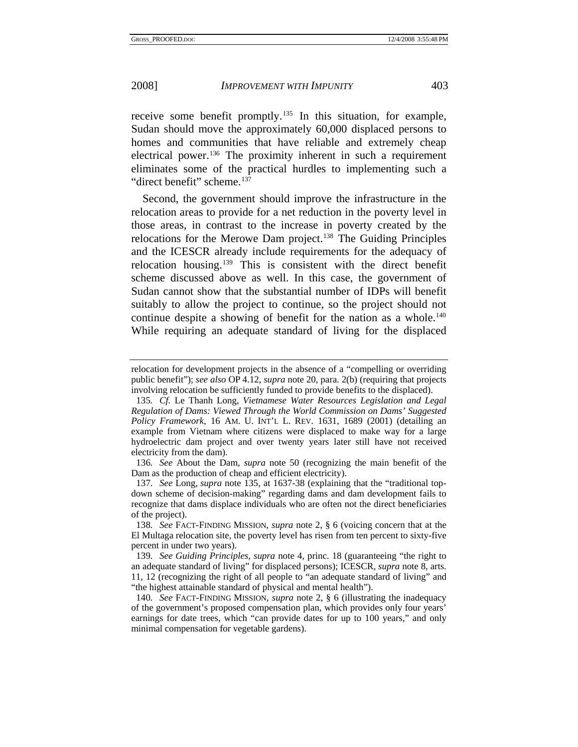receive some benefit promptly.[135] In this situation, for example, Sudan should move the approximately 60,000 displaced persons to homes and communities that have reliable and extremely cheap electrical power.[136] The proximity inherent in such a requirement eliminates some of the practical hurdles to implementing such a "direct benefit" scheme.[137]

Second, the government should improve the infrastructure in the relocation areas to provide for a net reduction in the poverty level in those areas, in contrast to the increase in poverty created by the relocations for the Merowe Dam project.[138] The Guiding Principles and the ICESCR already include requirements for the adequacy of relocation housing.[139] This is consistent with the direct benefit scheme discussed above as well. In this case, the government of Sudan cannot show that the substantial number of IDPs will benefit suitably to allow the project to continue, so the project should not continue despite a showing of benefit for the nation as a whole.[140] While requiring an adequate standard of living for the displaced

---

relocation for development projects in the absence of a "compelling or overriding public benefit"); *see also* OP 4.12, *supra* note 20, para. 2(b) (requiring that projects involving relocation be sufficiently funded to provide benefits to the displaced).

135. *Cf.* Le Thanh Long, *Vietnamese Water Resources Legislation and Legal Regulation of Dams: Viewed Through the World Commission on Dams' Suggested Policy Framework*, 16 AM. U. INT'L L. REV. 1631, 1689 (2001) (detailing an example from Vietnam where citizens were displaced to make way for a large hydroelectric dam project and over twenty years later still have not received electricity from the dam).

136. *See* About the Dam, *supra* note 50 (recognizing the main benefit of the Dam as the production of cheap and efficient electricity).

137. *See* Long, *supra* note 135, at 1637-38 (explaining that the "traditional top-down scheme of decision-making" regarding dams and dam development fails to recognize that dams displace individuals who are often not the direct beneficiaries of the project).

138. *See* FACT-FINDING MISSION, *supra* note 2, § 6 (voicing concern that at the El Multaga relocation site, the poverty level has risen from ten percent to sixty-five percent in under two years).

139. *See Guiding Principles*, *supra* note 4, princ. 18 (guaranteeing "the right to an adequate standard of living" for displaced persons); ICESCR, *supra* note 8, arts. 11, 12 (recognizing the right of all people to "an adequate standard of living" and "the highest attainable standard of physical and mental health").

140. *See* FACT-FINDING MISSION, *supra* note 2, § 6 (illustrating the inadequacy of the government's proposed compensation plan, which provides only four years' earnings for date trees, which "can provide dates for up to 100 years," and only minimal compensation for vegetable gardens).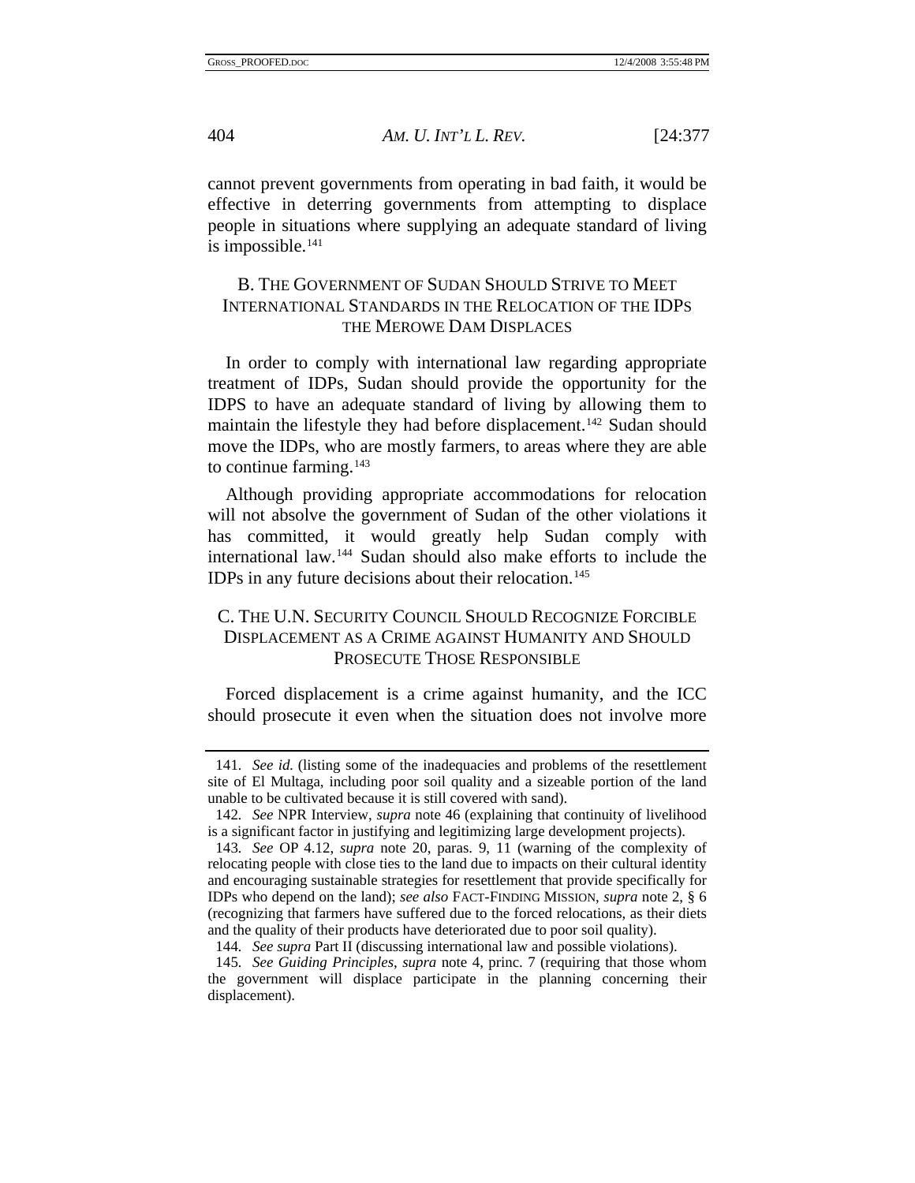cannot prevent governments from operating in bad faith, it would be effective in deterring governments from attempting to displace people in situations where supplying an adequate standard of living is impossible.[141]

### B. THE GOVERNMENT OF SUDAN SHOULD STRIVE TO MEET INTERNATIONAL STANDARDS IN THE RELOCATION OF THE IDPS THE MEROWE DAM DISPLACES

In order to comply with international law regarding appropriate treatment of IDPs, Sudan should provide the opportunity for the IDPS to have an adequate standard of living by allowing them to maintain the lifestyle they had before displacement.[142] Sudan should move the IDPs, who are mostly farmers, to areas where they are able to continue farming.[143]

Although providing appropriate accommodations for relocation will not absolve the government of Sudan of the other violations it has committed, it would greatly help Sudan comply with international law.[144] Sudan should also make efforts to include the IDPs in any future decisions about their relocation.[145]

### C. THE U.N. SECURITY COUNCIL SHOULD RECOGNIZE FORCIBLE DISPLACEMENT AS A CRIME AGAINST HUMANITY AND SHOULD PROSECUTE THOSE RESPONSIBLE

Forced displacement is a crime against humanity, and the ICC should prosecute it even when the situation does not involve more

---

141. *See id.* (listing some of the inadequacies and problems of the resettlement site of El Multaga, including poor soil quality and a sizeable portion of the land unable to be cultivated because it is still covered with sand).

142. *See* NPR Interview, *supra* note 46 (explaining that continuity of livelihood is a significant factor in justifying and legitimizing large development projects).

143. *See* OP 4.12, *supra* note 20, paras. 9, 11 (warning of the complexity of relocating people with close ties to the land due to impacts on their cultural identity and encouraging sustainable strategies for resettlement that provide specifically for IDPs who depend on the land); *see also* FACT-FINDING MISSION, *supra* note 2, § 6 (recognizing that farmers have suffered due to the forced relocations, as their diets and the quality of their products have deteriorated due to poor soil quality).

144. *See supra* Part II (discussing international law and possible violations).

145. *See Guiding Principles*, *supra* note 4, princ. 7 (requiring that those whom the government will displace participate in the planning concerning their displacement).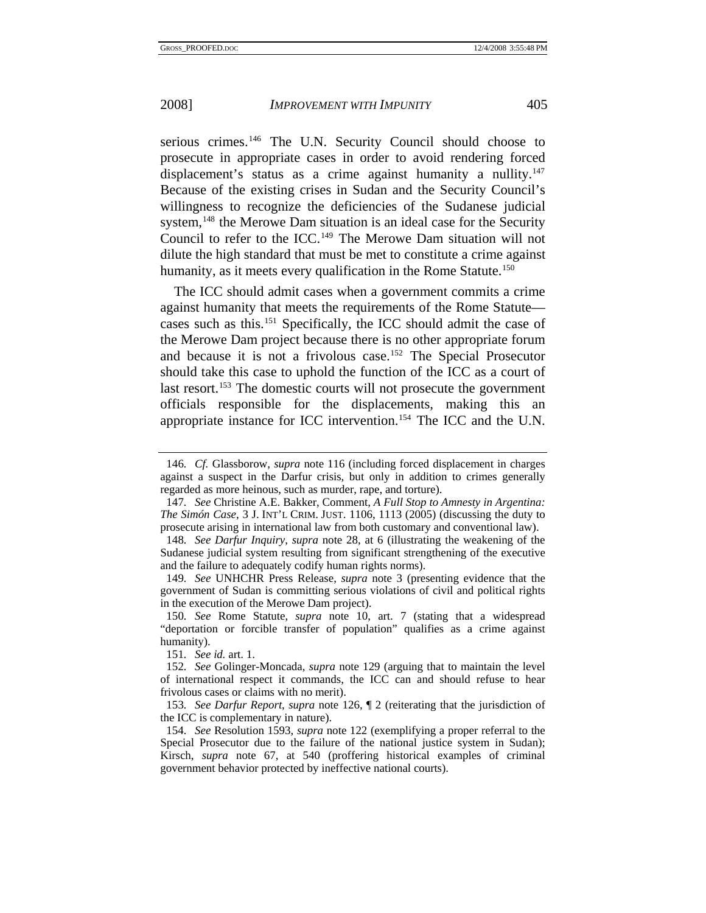serious crimes.[146] The U.N. Security Council should choose to prosecute in appropriate cases in order to avoid rendering forced displacement's status as a crime against humanity a nullity.[147] Because of the existing crises in Sudan and the Security Council's willingness to recognize the deficiencies of the Sudanese judicial system,[148] the Merowe Dam situation is an ideal case for the Security Council to refer to the ICC.[149] The Merowe Dam situation will not dilute the high standard that must be met to constitute a crime against humanity, as it meets every qualification in the Rome Statute.[150]

The ICC should admit cases when a government commits a crime against humanity that meets the requirements of the Rome Statute—cases such as this.[151] Specifically, the ICC should admit the case of the Merowe Dam project because there is no other appropriate forum and because it is not a frivolous case.[152] The Special Prosecutor should take this case to uphold the function of the ICC as a court of last resort.[153] The domestic courts will not prosecute the government officials responsible for the displacements, making this an appropriate instance for ICC intervention.[154] The ICC and the U.N.

---

146. *Cf.* Glassborow, *supra* note 116 (including forced displacement in charges against a suspect in the Darfur crisis, but only in addition to crimes generally regarded as more heinous, such as murder, rape, and torture).

147. *See* Christine A.E. Bakker, Comment, *A Full Stop to Amnesty in Argentina: The Simón Case*, 3 J. INT'L CRIM. JUST. 1106, 1113 (2005) (discussing the duty to prosecute arising in international law from both customary and conventional law).

148. *See Darfur Inquiry*, *supra* note 28, at 6 (illustrating the weakening of the Sudanese judicial system resulting from significant strengthening of the executive and the failure to adequately codify human rights norms).

149. *See* UNHCHR Press Release, *supra* note 3 (presenting evidence that the government of Sudan is committing serious violations of civil and political rights in the execution of the Merowe Dam project).

150. *See* Rome Statute, *supra* note 10, art. 7 (stating that a widespread "deportation or forcible transfer of population" qualifies as a crime against humanity).

151. *See id.* art. 1.

152. *See* Golinger-Moncada, *supra* note 129 (arguing that to maintain the level of international respect it commands, the ICC can and should refuse to hear frivolous cases or claims with no merit).

153. *See Darfur Report*, *supra* note 126, ¶ 2 (reiterating that the jurisdiction of the ICC is complementary in nature).

154. *See* Resolution 1593, *supra* note 122 (exemplifying a proper referral to the Special Prosecutor due to the failure of the national justice system in Sudan); Kirsch, *supra* note 67, at 540 (proffering historical examples of criminal government behavior protected by ineffective national courts).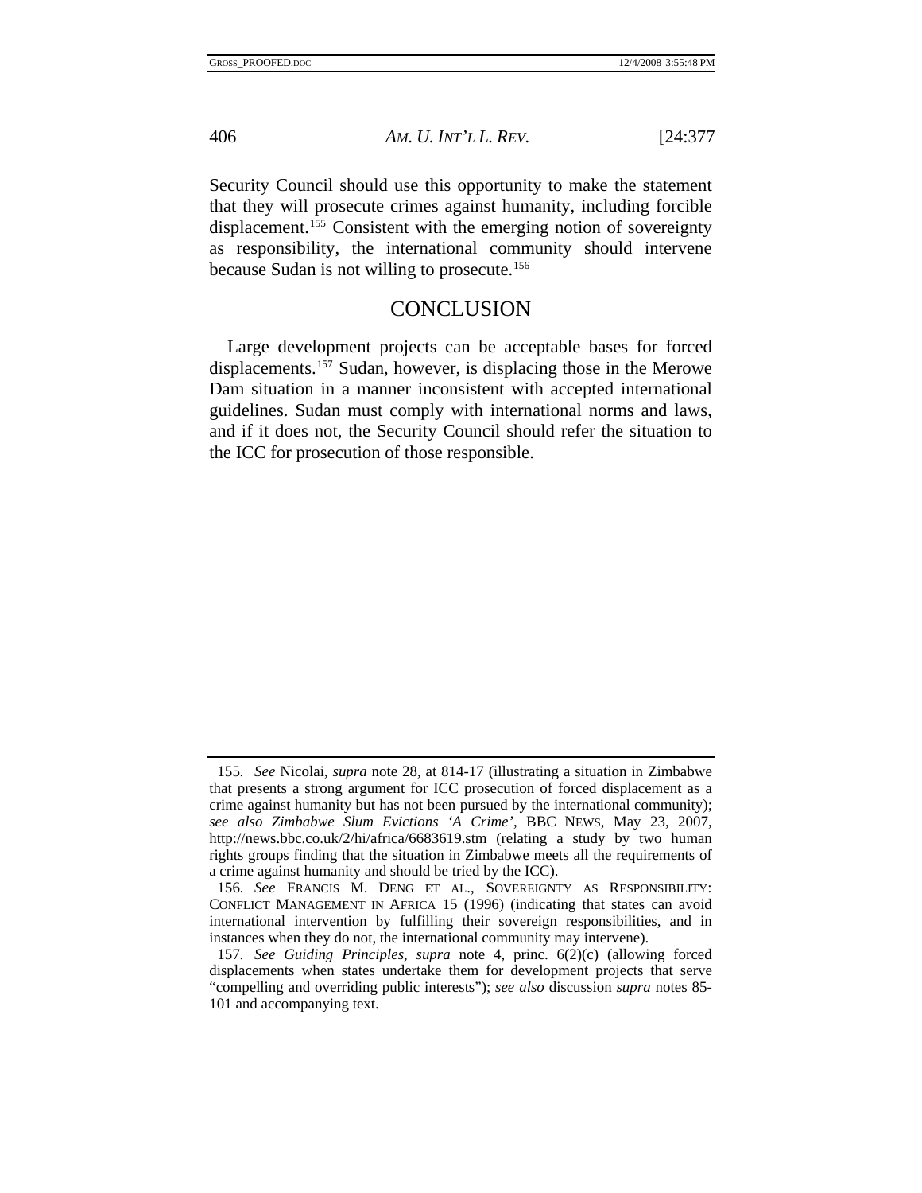Security Council should use this opportunity to make the statement that they will prosecute crimes against humanity, including forcible displacement.[155] Consistent with the emerging notion of sovereignty as responsibility, the international community should intervene because Sudan is not willing to prosecute.[156]

## CONCLUSION

Large development projects can be acceptable bases for forced displacements.[157] Sudan, however, is displacing those in the Merowe Dam situation in a manner inconsistent with accepted international guidelines. Sudan must comply with international norms and laws, and if it does not, the Security Council should refer the situation to the ICC for prosecution of those responsible.

---

155. *See* Nicolai, *supra* note 28, at 814-17 (illustrating a situation in Zimbabwe that presents a strong argument for ICC prosecution of forced displacement as a crime against humanity but has not been pursued by the international community); *see also Zimbabwe Slum Evictions 'A Crime'*, BBC NEWS, May 23, 2007, http://news.bbc.co.uk/2/hi/africa/6683619.stm (relating a study by two human rights groups finding that the situation in Zimbabwe meets all the requirements of a crime against humanity and should be tried by the ICC).

156. *See* FRANCIS M. DENG ET AL., SOVEREIGNTY AS RESPONSIBILITY: CONFLICT MANAGEMENT IN AFRICA 15 (1996) (indicating that states can avoid international intervention by fulfilling their sovereign responsibilities, and in instances when they do not, the international community may intervene).

157. *See Guiding Principles*, *supra* note 4, princ. 6(2)(c) (allowing forced displacements when states undertake them for development projects that serve "compelling and overriding public interests"); *see also* discussion *supra* notes 85-101 and accompanying text.